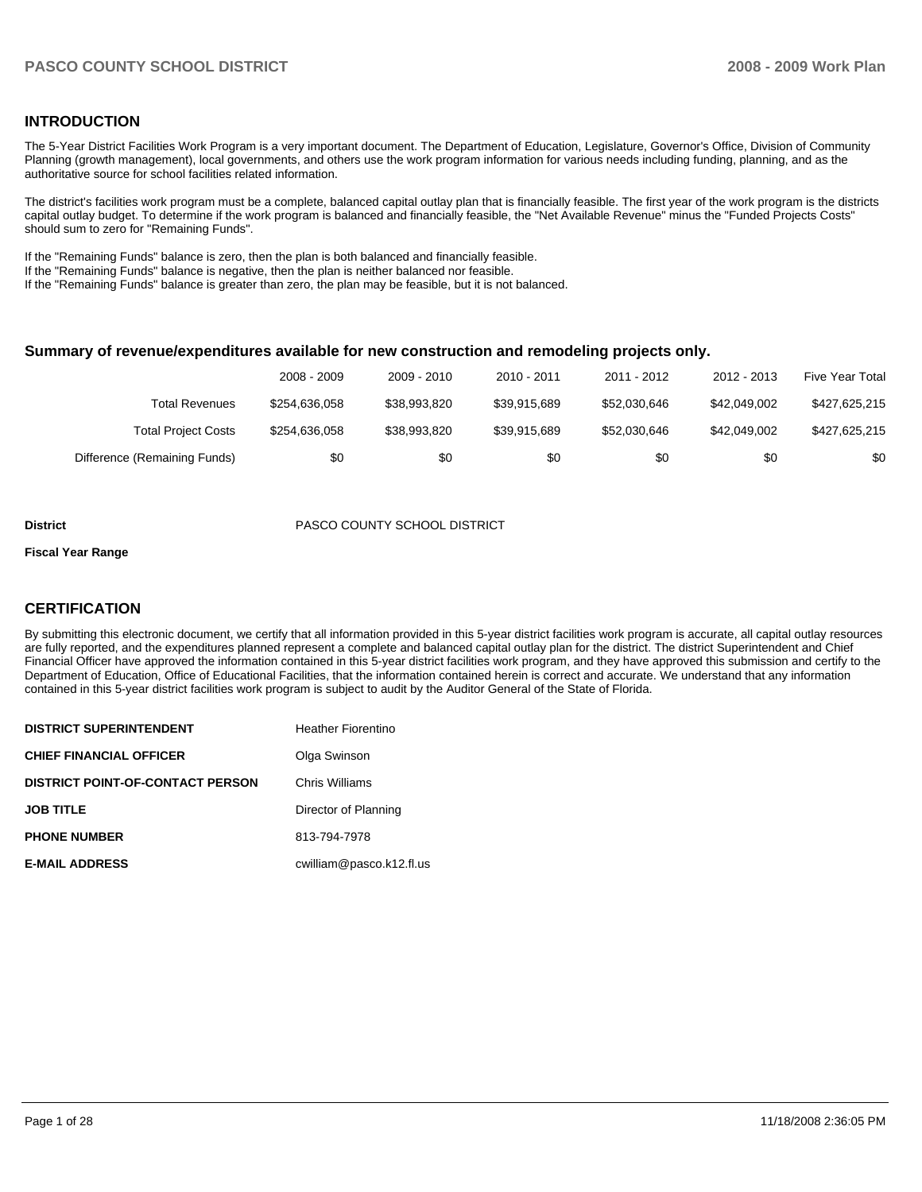## INTRODUCTION

The 5-Year District Facilities Work Program is a very important document. The Department of Education, Legislature, Governor's Office, Division of Community Planning (growth management), local governments, and others use the work program information for various needs including funding, planning, and as the authoritative source for school facilities related information.

The district's facilities work program must be a complete, balanced capital outlay plan that is financially feasible. The first year of the work program is the districts capital outlay budget. To determine if the work program is balanced and financially feasible, the "Net Available Revenue" minus the "Funded Projects Costs" should sum to zero for "Remaining Funds".

If the "Remaining Funds" balance is zero, then the plan is both balanced and financially feasible.
If the "Remaining Funds" balance is negative, then the plan is neither balanced nor feasible.
If the "Remaining Funds" balance is greater than zero, the plan may be feasible, but it is not balanced.

### Summary of revenue/expenditures available for new construction and remodeling projects only.

| | 2008 - 2009 | 2009 - 2010 | 2010 - 2011 | 2011 - 2012 | 2012 - 2013 | Five Year Total |
|---|---|---|---|---|---|---|
| Total Revenues | $254,636,058 | $38,993,820 | $39,915,689 | $52,030,646 | $42,049,002 | $427,625,215 |
| Total Project Costs | $254,636,058 | $38,993,820 | $39,915,689 | $52,030,646 | $42,049,002 | $427,625,215 |
| Difference (Remaining Funds) | $0 | $0 | $0 | $0 | $0 | $0 |

**District** PASCO COUNTY SCHOOL DISTRICT

**Fiscal Year Range**

## CERTIFICATION

By submitting this electronic document, we certify that all information provided in this 5-year district facilities work program is accurate, all capital outlay resources are fully reported, and the expenditures planned represent a complete and balanced capital outlay plan for the district. The district Superintendent and Chief Financial Officer have approved the information contained in this 5-year district facilities work program, and they have approved this submission and certify to the Department of Education, Office of Educational Facilities, that the information contained herein is correct and accurate. We understand that any information contained in this 5-year district facilities work program is subject to audit by the Auditor General of the State of Florida.

| | |
|---|---|
| **DISTRICT SUPERINTENDENT** | Heather Fiorentino |
| **CHIEF FINANCIAL OFFICER** | Olga Swinson |
| **DISTRICT POINT-OF-CONTACT PERSON** | Chris Williams |
| **JOB TITLE** | Director of Planning |
| **PHONE NUMBER** | 813-794-7978 |
| **E-MAIL ADDRESS** | cwilliam@pasco.k12.fl.us |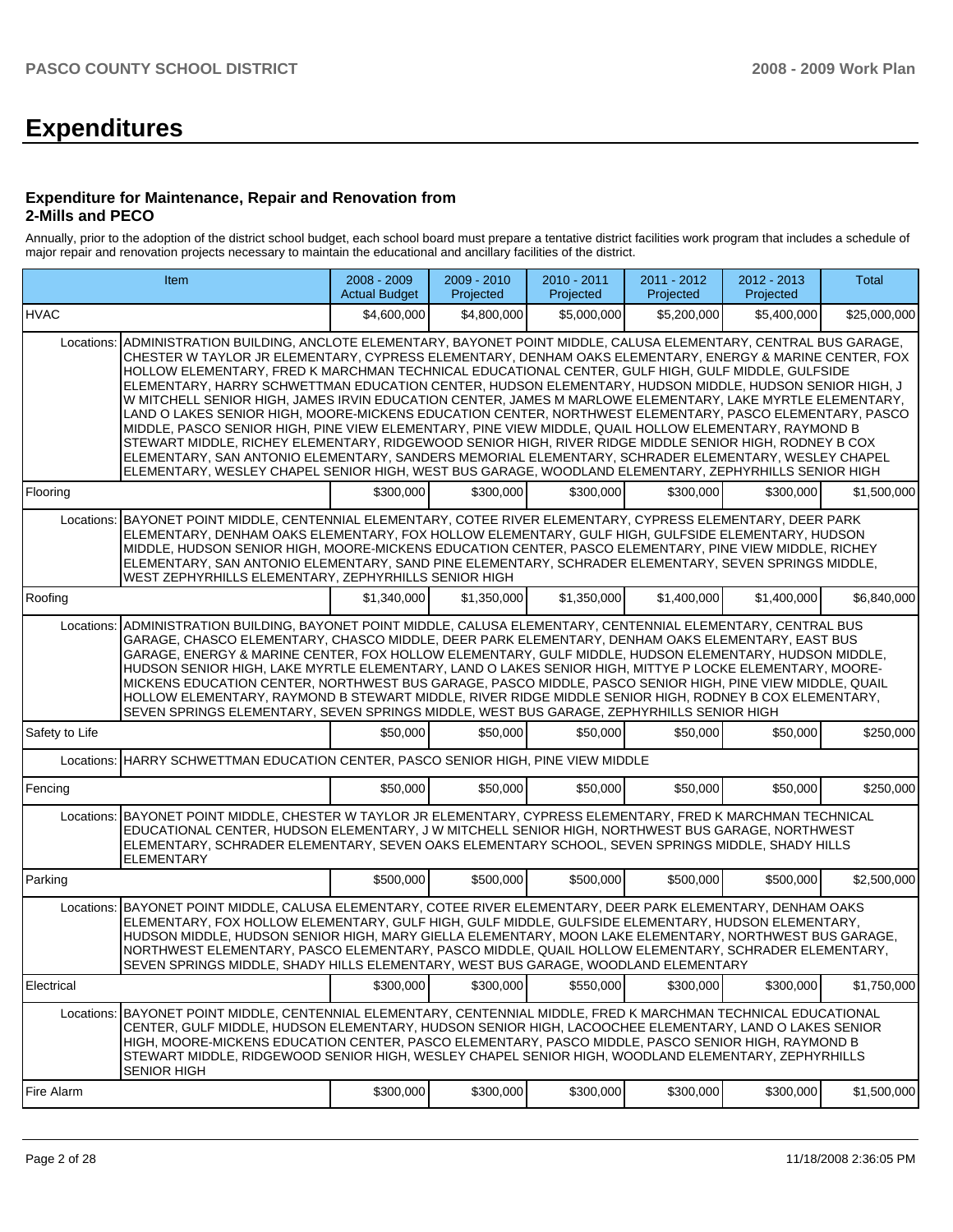# Expenditures

### Expenditure for Maintenance, Repair and Renovation from 2-Mills and PECO

Annually, prior to the adoption of the district school budget, each school board must prepare a tentative district facilities work program that includes a schedule of major repair and renovation projects necessary to maintain the educational and ancillary facilities of the district.

| Item | | 2008 - 2009 Actual Budget | 2009 - 2010 Projected | 2010 - 2011 Projected | 2011 - 2012 Projected | 2012 - 2013 Projected | Total |
|---|---|---|---|---|---|---|---|
| HVAC | | $4,600,000 | $4,800,000 | $5,000,000 | $5,200,000 | $5,400,000 | $25,000,000 |
| Locations: | ADMINISTRATION BUILDING, ANCLOTE ELEMENTARY, BAYONET POINT MIDDLE, CALUSA ELEMENTARY, CENTRAL BUS GARAGE, CHESTER W TAYLOR JR ELEMENTARY, CYPRESS ELEMENTARY, DENHAM OAKS ELEMENTARY, ENERGY & MARINE CENTER, FOX HOLLOW ELEMENTARY, FRED K MARCHMAN TECHNICAL EDUCATIONAL CENTER, GULF HIGH, GULF MIDDLE, GULFSIDE ELEMENTARY, HARRY SCHWETTMAN EDUCATION CENTER, HUDSON ELEMENTARY, HUDSON MIDDLE, HUDSON SENIOR HIGH, J W MITCHELL SENIOR HIGH, JAMES IRVIN EDUCATION CENTER, JAMES M MARLOWE ELEMENTARY, LAKE MYRTLE ELEMENTARY, LAND O LAKES SENIOR HIGH, MOORE-MICKENS EDUCATION CENTER, NORTHWEST ELEMENTARY, PASCO ELEMENTARY, PASCO MIDDLE, PASCO SENIOR HIGH, PINE VIEW ELEMENTARY, PINE VIEW MIDDLE, QUAIL HOLLOW ELEMENTARY, RAYMOND B STEWART MIDDLE, RICHEY ELEMENTARY, RIDGEWOOD SENIOR HIGH, RIVER RIDGE MIDDLE SENIOR HIGH, RODNEY B COX ELEMENTARY, SAN ANTONIO ELEMENTARY, SANDERS MEMORIAL ELEMENTARY, SCHRADER ELEMENTARY, WESLEY CHAPEL ELEMENTARY, WESLEY CHAPEL SENIOR HIGH, WEST BUS GARAGE, WOODLAND ELEMENTARY, ZEPHYRHILLS SENIOR HIGH | | | | | | |
| Flooring | | $300,000 | $300,000 | $300,000 | $300,000 | $300,000 | $1,500,000 |
| Locations: | BAYONET POINT MIDDLE, CENTENNIAL ELEMENTARY, COTEE RIVER ELEMENTARY, CYPRESS ELEMENTARY, DEER PARK ELEMENTARY, DENHAM OAKS ELEMENTARY, FOX HOLLOW ELEMENTARY, GULF HIGH, GULFSIDE ELEMENTARY, HUDSON MIDDLE, HUDSON SENIOR HIGH, MOORE-MICKENS EDUCATION CENTER, PASCO ELEMENTARY, PINE VIEW MIDDLE, RICHEY ELEMENTARY, SAN ANTONIO ELEMENTARY, SAND PINE ELEMENTARY, SCHRADER ELEMENTARY, SEVEN SPRINGS MIDDLE, WEST ZEPHYRHILLS ELEMENTARY, ZEPHYRHILLS SENIOR HIGH | | | | | | |
| Roofing | | $1,340,000 | $1,350,000 | $1,350,000 | $1,400,000 | $1,400,000 | $6,840,000 |
| Locations: | ADMINISTRATION BUILDING, BAYONET POINT MIDDLE, CALUSA ELEMENTARY, CENTENNIAL ELEMENTARY, CENTRAL BUS GARAGE, CHASCO ELEMENTARY, CHASCO MIDDLE, DEER PARK ELEMENTARY, DENHAM OAKS ELEMENTARY, EAST BUS GARAGE, ENERGY & MARINE CENTER, FOX HOLLOW ELEMENTARY, GULF MIDDLE, HUDSON ELEMENTARY, HUDSON MIDDLE, HUDSON SENIOR HIGH, LAKE MYRTLE ELEMENTARY, LAND O LAKES SENIOR HIGH, MITTYE P LOCKE ELEMENTARY, MOORE-MICKENS EDUCATION CENTER, NORTHWEST BUS GARAGE, PASCO MIDDLE, PASCO SENIOR HIGH, PINE VIEW MIDDLE, QUAIL HOLLOW ELEMENTARY, RAYMOND B STEWART MIDDLE, RIVER RIDGE MIDDLE SENIOR HIGH, RODNEY B COX ELEMENTARY, SEVEN SPRINGS ELEMENTARY, SEVEN SPRINGS MIDDLE, WEST BUS GARAGE, ZEPHYRHILLS SENIOR HIGH | | | | | | |
| Safety to Life | | $50,000 | $50,000 | $50,000 | $50,000 | $50,000 | $250,000 |
| Locations: | HARRY SCHWETTMAN EDUCATION CENTER, PASCO SENIOR HIGH, PINE VIEW MIDDLE | | | | | | |
| Fencing | | $50,000 | $50,000 | $50,000 | $50,000 | $50,000 | $250,000 |
| Locations: | BAYONET POINT MIDDLE, CHESTER W TAYLOR JR ELEMENTARY, CYPRESS ELEMENTARY, FRED K MARCHMAN TECHNICAL EDUCATIONAL CENTER, HUDSON ELEMENTARY, J W MITCHELL SENIOR HIGH, NORTHWEST BUS GARAGE, NORTHWEST ELEMENTARY, SCHRADER ELEMENTARY, SEVEN OAKS ELEMENTARY SCHOOL, SEVEN SPRINGS MIDDLE, SHADY HILLS ELEMENTARY | | | | | | |
| Parking | | $500,000 | $500,000 | $500,000 | $500,000 | $500,000 | $2,500,000 |
| Locations: | BAYONET POINT MIDDLE, CALUSA ELEMENTARY, COTEE RIVER ELEMENTARY, DEER PARK ELEMENTARY, DENHAM OAKS ELEMENTARY, FOX HOLLOW ELEMENTARY, GULF HIGH, GULF MIDDLE, GULFSIDE ELEMENTARY, HUDSON ELEMENTARY, HUDSON MIDDLE, HUDSON SENIOR HIGH, MARY GIELLA ELEMENTARY, MOON LAKE ELEMENTARY, NORTHWEST BUS GARAGE, NORTHWEST ELEMENTARY, PASCO ELEMENTARY, PASCO MIDDLE, QUAIL HOLLOW ELEMENTARY, SCHRADER ELEMENTARY, SEVEN SPRINGS MIDDLE, SHADY HILLS ELEMENTARY, WEST BUS GARAGE, WOODLAND ELEMENTARY | | | | | | |
| Electrical | | $300,000 | $300,000 | $550,000 | $300,000 | $300,000 | $1,750,000 |
| Locations: | BAYONET POINT MIDDLE, CENTENNIAL ELEMENTARY, CENTENNIAL MIDDLE, FRED K MARCHMAN TECHNICAL EDUCATIONAL CENTER, GULF MIDDLE, HUDSON ELEMENTARY, HUDSON SENIOR HIGH, LACOOCHEE ELEMENTARY, LAND O LAKES SENIOR HIGH, MOORE-MICKENS EDUCATION CENTER, PASCO ELEMENTARY, PASCO MIDDLE, PASCO SENIOR HIGH, RAYMOND B STEWART MIDDLE, RIDGEWOOD SENIOR HIGH, WESLEY CHAPEL SENIOR HIGH, WOODLAND ELEMENTARY, ZEPHYRHILLS SENIOR HIGH | | | | | | |
| Fire Alarm | | $300,000 | $300,000 | $300,000 | $300,000 | $300,000 | $1,500,000 |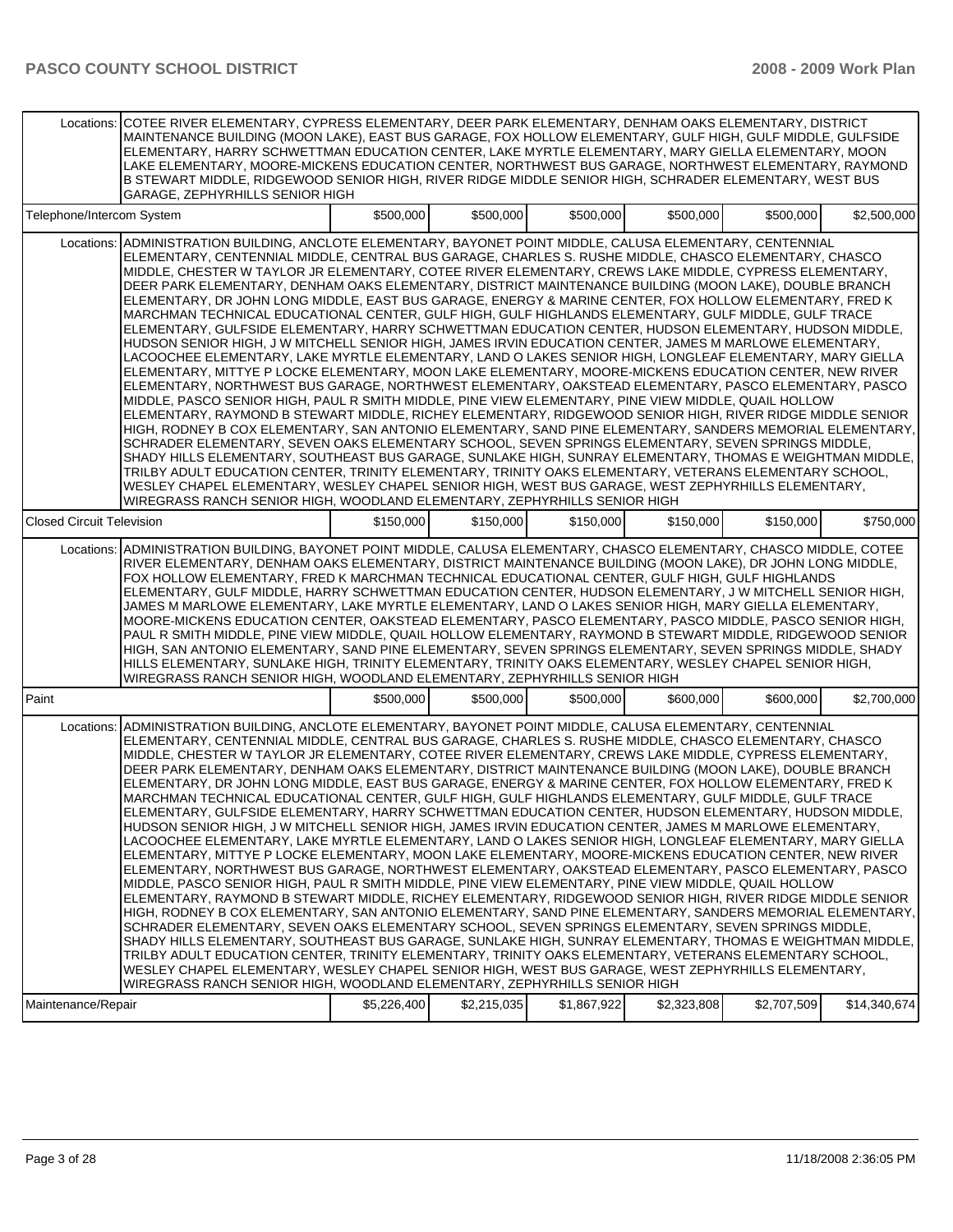| | | | | | | |
|---|---|---|---|---|---|---|
| Locations: | COTEE RIVER ELEMENTARY, CYPRESS ELEMENTARY, DEER PARK ELEMENTARY, DENHAM OAKS ELEMENTARY, DISTRICT MAINTENANCE BUILDING (MOON LAKE), EAST BUS GARAGE, FOX HOLLOW ELEMENTARY, GULF HIGH, GULF MIDDLE, GULFSIDE ELEMENTARY, HARRY SCHWETTMAN EDUCATION CENTER, LAKE MYRTLE ELEMENTARY, MARY GIELLA ELEMENTARY, MOON LAKE ELEMENTARY, MOORE-MICKENS EDUCATION CENTER, NORTHWEST BUS GARAGE, NORTHWEST ELEMENTARY, RAYMOND B STEWART MIDDLE, RIDGEWOOD SENIOR HIGH, RIVER RIDGE MIDDLE SENIOR HIGH, SCHRADER ELEMENTARY, WEST BUS GARAGE, ZEPHYRHILLS SENIOR HIGH | | | | | |
| Telephone/Intercom System | | $500,000 | $500,000 | $500,000 | $500,000 | $500,000 | $2,500,000 |
| Locations: | ADMINISTRATION BUILDING, ANCLOTE ELEMENTARY, BAYONET POINT MIDDLE, CALUSA ELEMENTARY, CENTENNIAL ELEMENTARY, CENTENNIAL MIDDLE, CENTRAL BUS GARAGE, CHARLES S. RUSHE MIDDLE, CHASCO ELEMENTARY, CHASCO MIDDLE, CHESTER W TAYLOR JR ELEMENTARY, COTEE RIVER ELEMENTARY, CREWS LAKE MIDDLE, CYPRESS ELEMENTARY, DEER PARK ELEMENTARY, DENHAM OAKS ELEMENTARY, DISTRICT MAINTENANCE BUILDING (MOON LAKE), DOUBLE BRANCH ELEMENTARY, DR JOHN LONG MIDDLE, EAST BUS GARAGE, ENERGY & MARINE CENTER, FOX HOLLOW ELEMENTARY, FRED K MARCHMAN TECHNICAL EDUCATIONAL CENTER, GULF HIGH, GULF HIGHLANDS ELEMENTARY, GULF MIDDLE, GULF TRACE ELEMENTARY, GULFSIDE ELEMENTARY, HARRY SCHWETTMAN EDUCATION CENTER, HUDSON ELEMENTARY, HUDSON MIDDLE, HUDSON SENIOR HIGH, J W MITCHELL SENIOR HIGH, JAMES IRVIN EDUCATION CENTER, JAMES M MARLOWE ELEMENTARY, LACOOCHEE ELEMENTARY, LAKE MYRTLE ELEMENTARY, LAND O LAKES SENIOR HIGH, LONGLEAF ELEMENTARY, MARY GIELLA ELEMENTARY, MITTYE P LOCKE ELEMENTARY, MOON LAKE ELEMENTARY, MOORE-MICKENS EDUCATION CENTER, NEW RIVER ELEMENTARY, NORTHWEST BUS GARAGE, NORTHWEST ELEMENTARY, OAKSTEAD ELEMENTARY, PASCO ELEMENTARY, PASCO MIDDLE, PASCO SENIOR HIGH, PAUL R SMITH MIDDLE, PINE VIEW ELEMENTARY, PINE VIEW MIDDLE, QUAIL HOLLOW ELEMENTARY, RAYMOND B STEWART MIDDLE, RICHEY ELEMENTARY, RIDGEWOOD SENIOR HIGH, RIVER RIDGE MIDDLE SENIOR HIGH, RODNEY B COX ELEMENTARY, SAN ANTONIO ELEMENTARY, SAND PINE ELEMENTARY, SANDERS MEMORIAL ELEMENTARY, SCHRADER ELEMENTARY, SEVEN OAKS ELEMENTARY SCHOOL, SEVEN SPRINGS ELEMENTARY, SEVEN SPRINGS MIDDLE, SHADY HILLS ELEMENTARY, SOUTHEAST BUS GARAGE, SUNLAKE HIGH, SUNRAY ELEMENTARY, THOMAS E WEIGHTMAN MIDDLE, TRILBY ADULT EDUCATION CENTER, TRINITY ELEMENTARY, TRINITY OAKS ELEMENTARY, VETERANS ELEMENTARY SCHOOL, WESLEY CHAPEL ELEMENTARY, WESLEY CHAPEL SENIOR HIGH, WEST BUS GARAGE, WEST ZEPHYRHILLS ELEMENTARY, WIREGRASS RANCH SENIOR HIGH, WOODLAND ELEMENTARY, ZEPHYRHILLS SENIOR HIGH | | | | | |
| Closed Circuit Television | | $150,000 | $150,000 | $150,000 | $150,000 | $150,000 | $750,000 |
| Locations: | ADMINISTRATION BUILDING, BAYONET POINT MIDDLE, CALUSA ELEMENTARY, CHASCO ELEMENTARY, CHASCO MIDDLE, COTEE RIVER ELEMENTARY, DENHAM OAKS ELEMENTARY, DISTRICT MAINTENANCE BUILDING (MOON LAKE), DR JOHN LONG MIDDLE, FOX HOLLOW ELEMENTARY, FRED K MARCHMAN TECHNICAL EDUCATIONAL CENTER, GULF HIGH, GULF HIGHLANDS ELEMENTARY, GULF MIDDLE, HARRY SCHWETTMAN EDUCATION CENTER, HUDSON ELEMENTARY, J W MITCHELL SENIOR HIGH, JAMES M MARLOWE ELEMENTARY, LAKE MYRTLE ELEMENTARY, LAND O LAKES SENIOR HIGH, MARY GIELLA ELEMENTARY, MOORE-MICKENS EDUCATION CENTER, OAKSTEAD ELEMENTARY, PASCO ELEMENTARY, PASCO MIDDLE, PASCO SENIOR HIGH, PAUL R SMITH MIDDLE, PINE VIEW MIDDLE, QUAIL HOLLOW ELEMENTARY, RAYMOND B STEWART MIDDLE, RIDGEWOOD SENIOR HIGH, SAN ANTONIO ELEMENTARY, SAND PINE ELEMENTARY, SEVEN SPRINGS ELEMENTARY, SEVEN SPRINGS MIDDLE, SHADY HILLS ELEMENTARY, SUNLAKE HIGH, TRINITY ELEMENTARY, TRINITY OAKS ELEMENTARY, WESLEY CHAPEL SENIOR HIGH, WIREGRASS RANCH SENIOR HIGH, WOODLAND ELEMENTARY, ZEPHYRHILLS SENIOR HIGH | | | | | |
| Paint | | $500,000 | $500,000 | $500,000 | $600,000 | $600,000 | $2,700,000 |
| Locations: | ADMINISTRATION BUILDING, ANCLOTE ELEMENTARY, BAYONET POINT MIDDLE, CALUSA ELEMENTARY, CENTENNIAL ELEMENTARY, CENTENNIAL MIDDLE, CENTRAL BUS GARAGE, CHARLES S. RUSHE MIDDLE, CHASCO ELEMENTARY, CHASCO MIDDLE, CHESTER W TAYLOR JR ELEMENTARY, COTEE RIVER ELEMENTARY, CREWS LAKE MIDDLE, CYPRESS ELEMENTARY, DEER PARK ELEMENTARY, DENHAM OAKS ELEMENTARY, DISTRICT MAINTENANCE BUILDING (MOON LAKE), DOUBLE BRANCH ELEMENTARY, DR JOHN LONG MIDDLE, EAST BUS GARAGE, ENERGY & MARINE CENTER, FOX HOLLOW ELEMENTARY, FRED K MARCHMAN TECHNICAL EDUCATIONAL CENTER, GULF HIGH, GULF HIGHLANDS ELEMENTARY, GULF MIDDLE, GULF TRACE ELEMENTARY, GULFSIDE ELEMENTARY, HARRY SCHWETTMAN EDUCATION CENTER, HUDSON ELEMENTARY, HUDSON MIDDLE, HUDSON SENIOR HIGH, J W MITCHELL SENIOR HIGH, JAMES IRVIN EDUCATION CENTER, JAMES M MARLOWE ELEMENTARY, LACOOCHEE ELEMENTARY, LAKE MYRTLE ELEMENTARY, LAND O LAKES SENIOR HIGH, LONGLEAF ELEMENTARY, MARY GIELLA ELEMENTARY, MITTYE P LOCKE ELEMENTARY, MOON LAKE ELEMENTARY, MOORE-MICKENS EDUCATION CENTER, NEW RIVER ELEMENTARY, NORTHWEST BUS GARAGE, NORTHWEST ELEMENTARY, OAKSTEAD ELEMENTARY, PASCO ELEMENTARY, PASCO MIDDLE, PASCO SENIOR HIGH, PAUL R SMITH MIDDLE, PINE VIEW ELEMENTARY, PINE VIEW MIDDLE, QUAIL HOLLOW ELEMENTARY, RAYMOND B STEWART MIDDLE, RICHEY ELEMENTARY, RIDGEWOOD SENIOR HIGH, RIVER RIDGE MIDDLE SENIOR HIGH, RODNEY B COX ELEMENTARY, SAN ANTONIO ELEMENTARY, SAND PINE ELEMENTARY, SANDERS MEMORIAL ELEMENTARY, SCHRADER ELEMENTARY, SEVEN OAKS ELEMENTARY SCHOOL, SEVEN SPRINGS ELEMENTARY, SEVEN SPRINGS MIDDLE, SHADY HILLS ELEMENTARY, SOUTHEAST BUS GARAGE, SUNLAKE HIGH, SUNRAY ELEMENTARY, THOMAS E WEIGHTMAN MIDDLE, TRILBY ADULT EDUCATION CENTER, TRINITY ELEMENTARY, TRINITY OAKS ELEMENTARY, VETERANS ELEMENTARY SCHOOL, WESLEY CHAPEL ELEMENTARY, WESLEY CHAPEL SENIOR HIGH, WEST BUS GARAGE, WEST ZEPHYRHILLS ELEMENTARY, WIREGRASS RANCH SENIOR HIGH, WOODLAND ELEMENTARY, ZEPHYRHILLS SENIOR HIGH | | | | | |
| Maintenance/Repair | | $5,226,400 | $2,215,035 | $1,867,922 | $2,323,808 | $2,707,509 | $14,340,674 |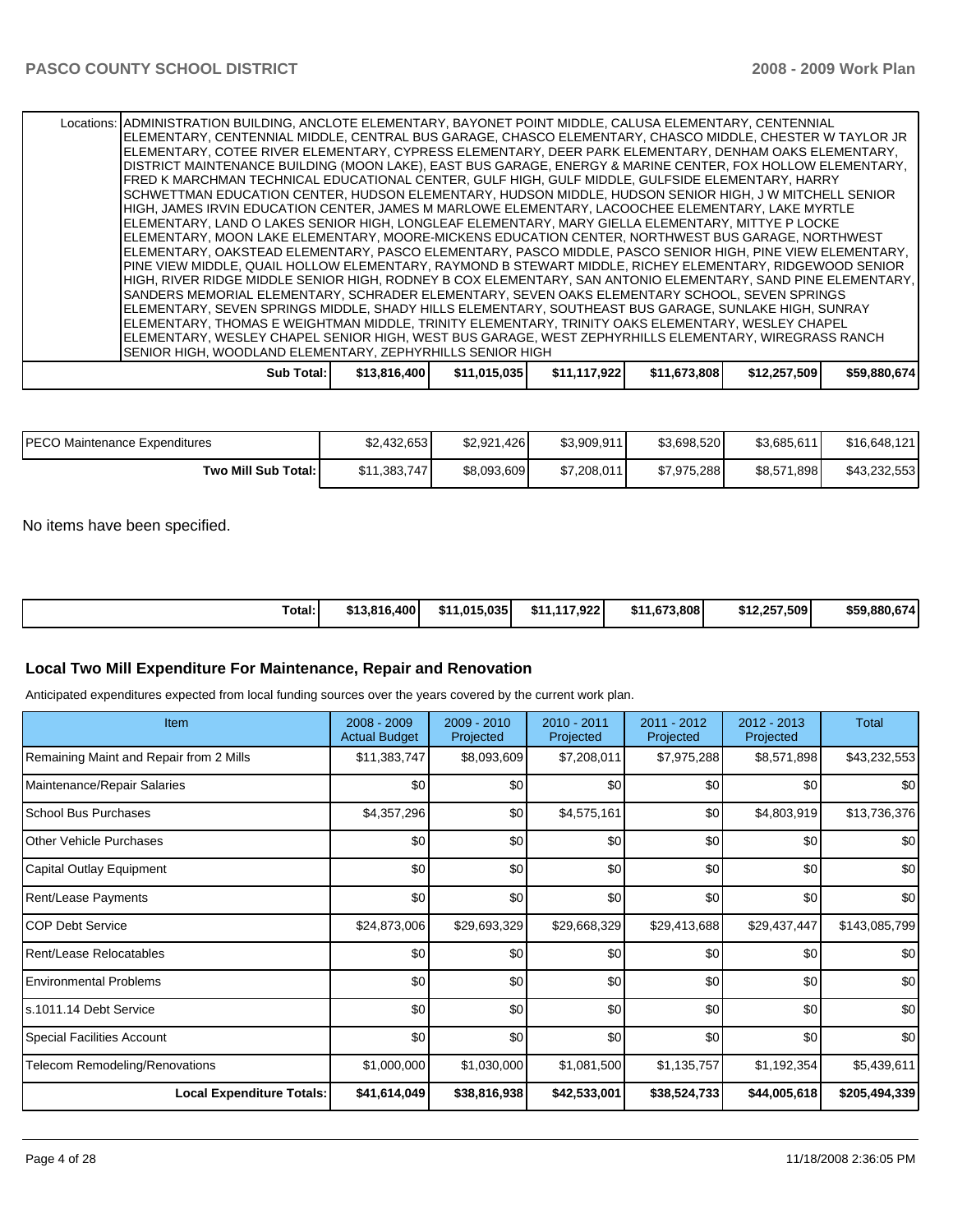| | | | | | | |
|---|---|---|---|---|---|---|
| Locations: ADMINISTRATION BUILDING, ANCLOTE ELEMENTARY, BAYONET POINT MIDDLE, CALUSA ELEMENTARY, CENTENNIAL ELEMENTARY, CENTENNIAL MIDDLE, CENTRAL BUS GARAGE, CHASCO ELEMENTARY, CHASCO MIDDLE, CHESTER W TAYLOR JR ELEMENTARY, COTEE RIVER ELEMENTARY, CYPRESS ELEMENTARY, DEER PARK ELEMENTARY, DENHAM OAKS ELEMENTARY, DISTRICT MAINTENANCE BUILDING (MOON LAKE), EAST BUS GARAGE, ENERGY & MARINE CENTER, FOX HOLLOW ELEMENTARY, FRED K MARCHMAN TECHNICAL EDUCATIONAL CENTER, GULF HIGH, GULF MIDDLE, GULFSIDE ELEMENTARY, HARRY SCHWETTMAN EDUCATION CENTER, HUDSON ELEMENTARY, HUDSON MIDDLE, HUDSON SENIOR HIGH, J W MITCHELL SENIOR HIGH, JAMES IRVIN EDUCATION CENTER, JAMES M MARLOWE ELEMENTARY, LACOOCHEE ELEMENTARY, LAKE MYRTLE ELEMENTARY, LAND O LAKES SENIOR HIGH, LONGLEAF ELEMENTARY, MARY GIELLA ELEMENTARY, MITTYE P LOCKE ELEMENTARY, MOON LAKE ELEMENTARY, MOORE-MICKENS EDUCATION CENTER, NORTHWEST BUS GARAGE, NORTHWEST ELEMENTARY, OAKSTEAD ELEMENTARY, PASCO ELEMENTARY, PASCO MIDDLE, PASCO SENIOR HIGH, PINE VIEW ELEMENTARY, PINE VIEW MIDDLE, QUAIL HOLLOW ELEMENTARY, RAYMOND B STEWART MIDDLE, RICHEY ELEMENTARY, RIDGEWOOD SENIOR HIGH, RIVER RIDGE MIDDLE SENIOR HIGH, RODNEY B COX ELEMENTARY, SAN ANTONIO ELEMENTARY, SAND PINE ELEMENTARY, SANDERS MEMORIAL ELEMENTARY, SCHRADER ELEMENTARY, SEVEN OAKS ELEMENTARY SCHOOL, SEVEN SPRINGS ELEMENTARY, SEVEN SPRINGS MIDDLE, SHADY HILLS ELEMENTARY, SOUTHEAST BUS GARAGE, SUNLAKE HIGH, SUNRAY ELEMENTARY, THOMAS E WEIGHTMAN MIDDLE, TRINITY ELEMENTARY, TRINITY OAKS ELEMENTARY, WESLEY CHAPEL ELEMENTARY, WESLEY CHAPEL SENIOR HIGH, WEST BUS GARAGE, WEST ZEPHYRHILLS ELEMENTARY, WIREGRASS RANCH SENIOR HIGH, WOODLAND ELEMENTARY, ZEPHYRHILLS SENIOR HIGH | | | | | | |
| **Sub Total:** | **$13,816,400** | **$11,015,035** | **$11,117,922** | **$11,673,808** | **$12,257,509** | **$59,880,674** |

| | | | | | | |
|---|---|---|---|---|---|---|
| PECO Maintenance Expenditures | $2,432,653 | $2,921,426 | $3,909,911 | $3,698,520 | $3,685,611 | $16,648,121 |
| **Two Mill Sub Total:** | $11,383,747 | $8,093,609 | $7,208,011 | $7,975,288 | $8,571,898 | $43,232,553 |

No items have been specified.

| | | | | | | |
|---|---|---|---|---|---|---|
| **Total:** | **$13,816,400** | **$11,015,035** | **$11,117,922** | **$11,673,808** | **$12,257,509** | **$59,880,674** |

### Local Two Mill Expenditure For Maintenance, Repair and Renovation

Anticipated expenditures expected from local funding sources over the years covered by the current work plan.

| Item | 2008 - 2009 Actual Budget | 2009 - 2010 Projected | 2010 - 2011 Projected | 2011 - 2012 Projected | 2012 - 2013 Projected | Total |
|---|---|---|---|---|---|---|
| Remaining Maint and Repair from 2 Mills | $11,383,747 | $8,093,609 | $7,208,011 | $7,975,288 | $8,571,898 | $43,232,553 |
| Maintenance/Repair Salaries | $0 | $0 | $0 | $0 | $0 | $0 |
| School Bus Purchases | $4,357,296 | $0 | $4,575,161 | $0 | $4,803,919 | $13,736,376 |
| Other Vehicle Purchases | $0 | $0 | $0 | $0 | $0 | $0 |
| Capital Outlay Equipment | $0 | $0 | $0 | $0 | $0 | $0 |
| Rent/Lease Payments | $0 | $0 | $0 | $0 | $0 | $0 |
| COP Debt Service | $24,873,006 | $29,693,329 | $29,668,329 | $29,413,688 | $29,437,447 | $143,085,799 |
| Rent/Lease Relocatables | $0 | $0 | $0 | $0 | $0 | $0 |
| Environmental Problems | $0 | $0 | $0 | $0 | $0 | $0 |
| s.1011.14 Debt Service | $0 | $0 | $0 | $0 | $0 | $0 |
| Special Facilities Account | $0 | $0 | $0 | $0 | $0 | $0 |
| Telecom Remodeling/Renovations | $1,000,000 | $1,030,000 | $1,081,500 | $1,135,757 | $1,192,354 | $5,439,611 |
| **Local Expenditure Totals:** | **$41,614,049** | **$38,816,938** | **$42,533,001** | **$38,524,733** | **$44,005,618** | **$205,494,339** |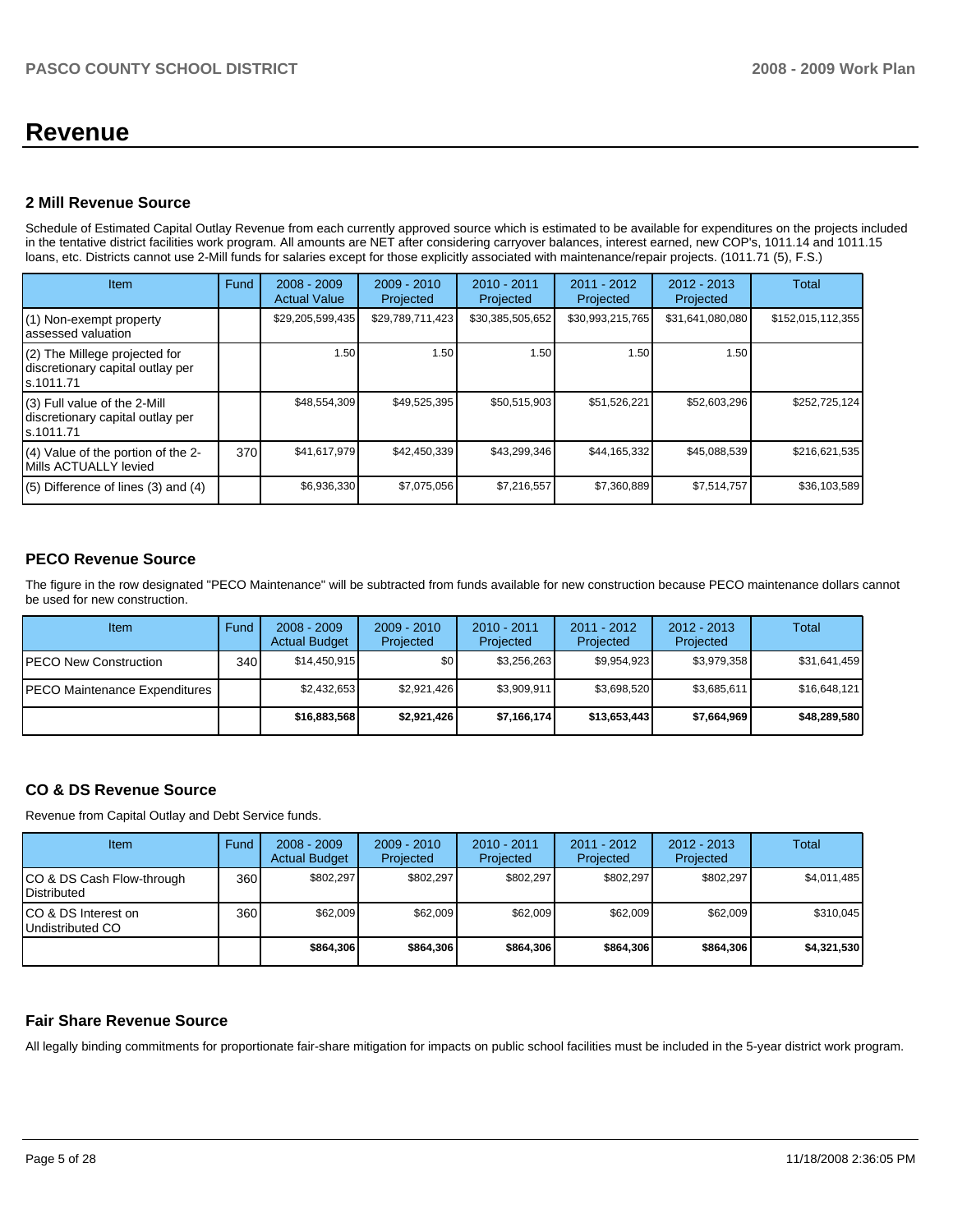# Revenue

## 2 Mill Revenue Source

Schedule of Estimated Capital Outlay Revenue from each currently approved source which is estimated to be available for expenditures on the projects included in the tentative district facilities work program. All amounts are NET after considering carryover balances, interest earned, new COP's, 1011.14 and 1011.15 loans, etc. Districts cannot use 2-Mill funds for salaries except for those explicitly associated with maintenance/repair projects. (1011.71 (5), F.S.)

| Item | Fund | 2008 - 2009 Actual Value | 2009 - 2010 Projected | 2010 - 2011 Projected | 2011 - 2012 Projected | 2012 - 2013 Projected | Total |
|---|---|---|---|---|---|---|---|
| (1) Non-exempt property assessed valuation | | $29,205,599,435 | $29,789,711,423 | $30,385,505,652 | $30,993,215,765 | $31,641,080,080 | $152,015,112,355 |
| (2) The Millege projected for discretionary capital outlay per s.1011.71 | | 1.50 | 1.50 | 1.50 | 1.50 | 1.50 | |
| (3) Full value of the 2-Mill discretionary capital outlay per s.1011.71 | | $48,554,309 | $49,525,395 | $50,515,903 | $51,526,221 | $52,603,296 | $252,725,124 |
| (4) Value of the portion of the 2-Mills ACTUALLY levied | 370 | $41,617,979 | $42,450,339 | $43,299,346 | $44,165,332 | $45,088,539 | $216,621,535 |
| (5) Difference of lines (3) and (4) | | $6,936,330 | $7,075,056 | $7,216,557 | $7,360,889 | $7,514,757 | $36,103,589 |

## PECO Revenue Source

The figure in the row designated "PECO Maintenance" will be subtracted from funds available for new construction because PECO maintenance dollars cannot be used for new construction.

| Item | Fund | 2008 - 2009 Actual Budget | 2009 - 2010 Projected | 2010 - 2011 Projected | 2011 - 2012 Projected | 2012 - 2013 Projected | Total |
|---|---|---|---|---|---|---|---|
| PECO New Construction | 340 | $14,450,915 | $0 | $3,256,263 | $9,954,923 | $3,979,358 | $31,641,459 |
| PECO Maintenance Expenditures | | $2,432,653 | $2,921,426 | $3,909,911 | $3,698,520 | $3,685,611 | $16,648,121 |
| | | **$16,883,568** | **$2,921,426** | **$7,166,174** | **$13,653,443** | **$7,664,969** | **$48,289,580** |

## CO & DS Revenue Source

Revenue from Capital Outlay and Debt Service funds.

| Item | Fund | 2008 - 2009 Actual Budget | 2009 - 2010 Projected | 2010 - 2011 Projected | 2011 - 2012 Projected | 2012 - 2013 Projected | Total |
|---|---|---|---|---|---|---|---|
| CO & DS Cash Flow-through Distributed | 360 | $802,297 | $802,297 | $802,297 | $802,297 | $802,297 | $4,011,485 |
| CO & DS Interest on Undistributed CO | 360 | $62,009 | $62,009 | $62,009 | $62,009 | $62,009 | $310,045 |
| | | **$864,306** | **$864,306** | **$864,306** | **$864,306** | **$864,306** | **$4,321,530** |

## Fair Share Revenue Source

All legally binding commitments for proportionate fair-share mitigation for impacts on public school facilities must be included in the 5-year district work program.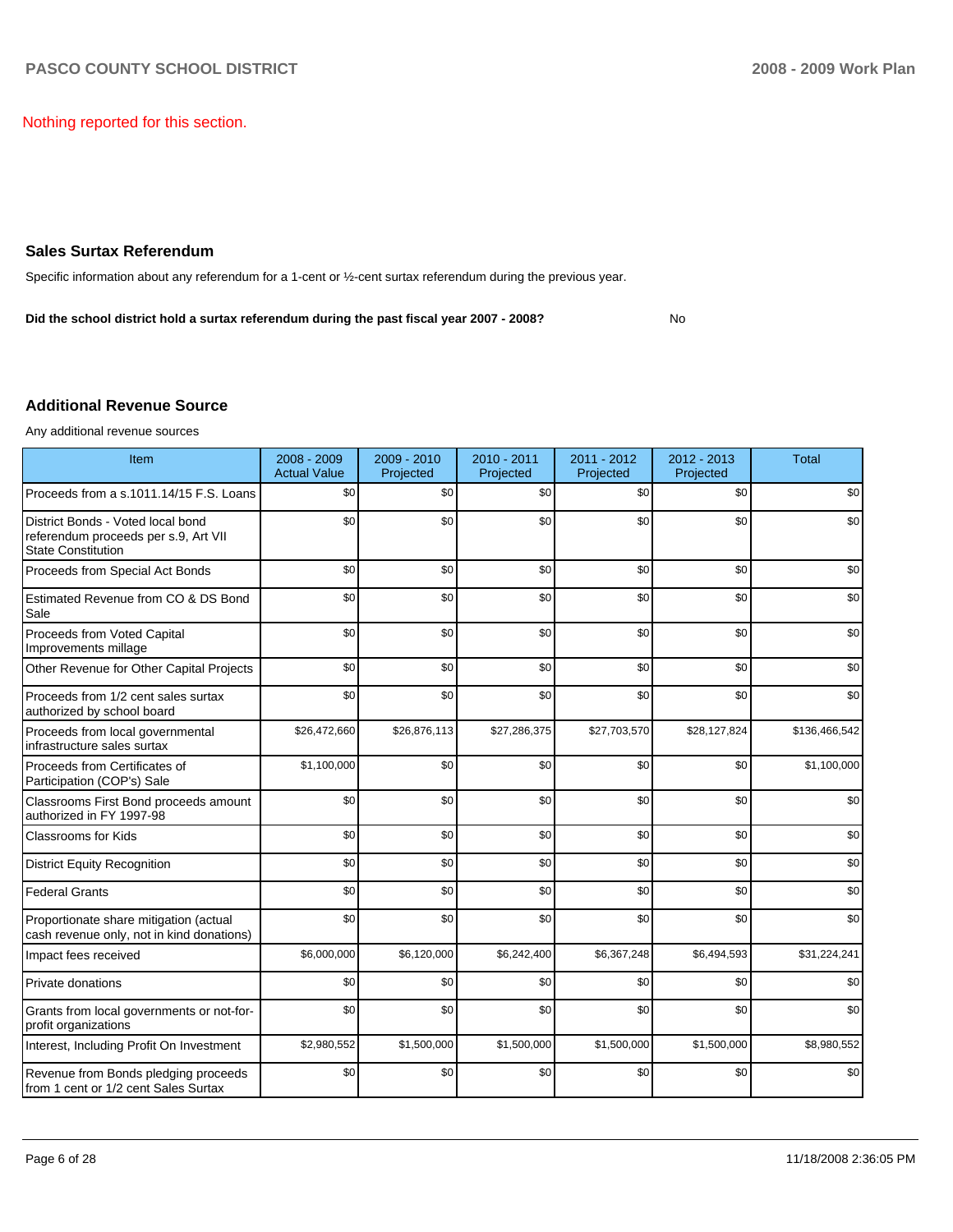Nothing reported for this section.

## Sales Surtax Referendum

Specific information about any referendum for a 1-cent or ½-cent surtax referendum during the previous year.

**Did the school district hold a surtax referendum during the past fiscal year 2007 - 2008?** No

## Additional Revenue Source

Any additional revenue sources

| Item | 2008 - 2009 Actual Value | 2009 - 2010 Projected | 2010 - 2011 Projected | 2011 - 2012 Projected | 2012 - 2013 Projected | Total |
|---|---|---|---|---|---|---|
| Proceeds from a s.1011.14/15 F.S. Loans | $0 | $0 | $0 | $0 | $0 | $0 |
| District Bonds - Voted local bond referendum proceeds per s.9, Art VII State Constitution | $0 | $0 | $0 | $0 | $0 | $0 |
| Proceeds from Special Act Bonds | $0 | $0 | $0 | $0 | $0 | $0 |
| Estimated Revenue from CO & DS Bond Sale | $0 | $0 | $0 | $0 | $0 | $0 |
| Proceeds from Voted Capital Improvements millage | $0 | $0 | $0 | $0 | $0 | $0 |
| Other Revenue for Other Capital Projects | $0 | $0 | $0 | $0 | $0 | $0 |
| Proceeds from 1/2 cent sales surtax authorized by school board | $0 | $0 | $0 | $0 | $0 | $0 |
| Proceeds from local governmental infrastructure sales surtax | $26,472,660 | $26,876,113 | $27,286,375 | $27,703,570 | $28,127,824 | $136,466,542 |
| Proceeds from Certificates of Participation (COP's) Sale | $1,100,000 | $0 | $0 | $0 | $0 | $1,100,000 |
| Classrooms First Bond proceeds amount authorized in FY 1997-98 | $0 | $0 | $0 | $0 | $0 | $0 |
| Classrooms for Kids | $0 | $0 | $0 | $0 | $0 | $0 |
| District Equity Recognition | $0 | $0 | $0 | $0 | $0 | $0 |
| Federal Grants | $0 | $0 | $0 | $0 | $0 | $0 |
| Proportionate share mitigation (actual cash revenue only, not in kind donations) | $0 | $0 | $0 | $0 | $0 | $0 |
| Impact fees received | $6,000,000 | $6,120,000 | $6,242,400 | $6,367,248 | $6,494,593 | $31,224,241 |
| Private donations | $0 | $0 | $0 | $0 | $0 | $0 |
| Grants from local governments or not-for-profit organizations | $0 | $0 | $0 | $0 | $0 | $0 |
| Interest, Including Profit On Investment | $2,980,552 | $1,500,000 | $1,500,000 | $1,500,000 | $1,500,000 | $8,980,552 |
| Revenue from Bonds pledging proceeds from 1 cent or 1/2 cent Sales Surtax | $0 | $0 | $0 | $0 | $0 | $0 |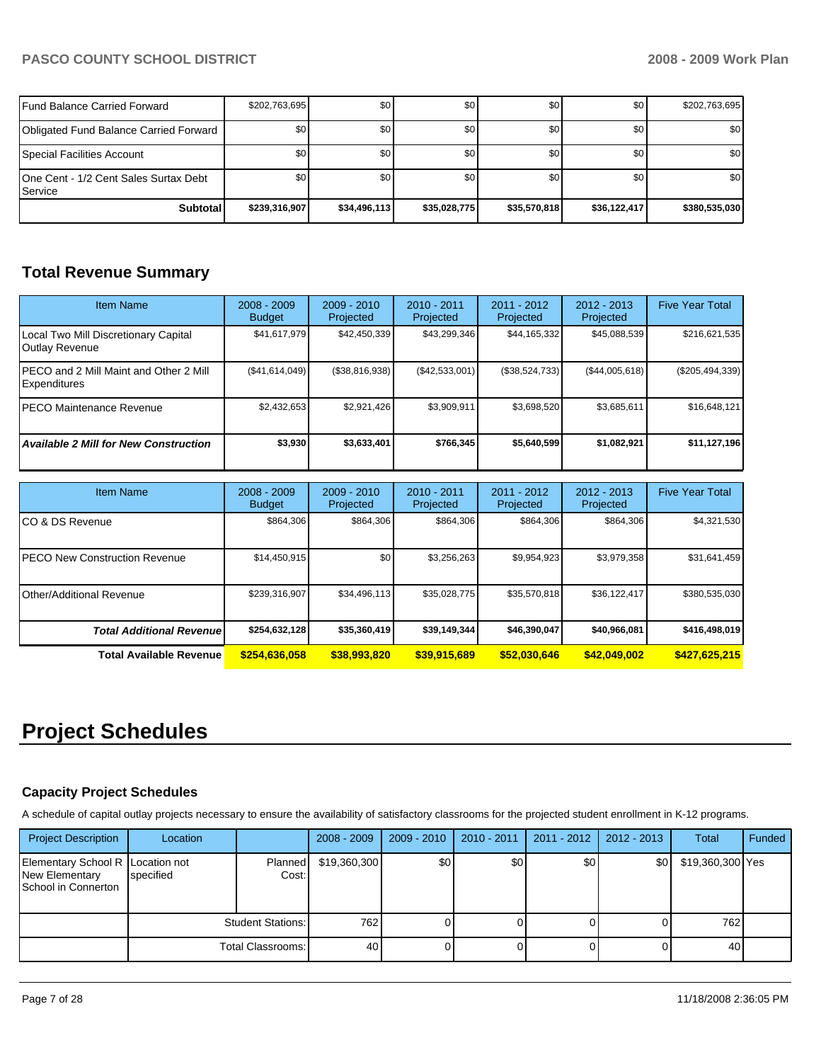| | | | | | | |
|---|---|---|---|---|---|---|
| Fund Balance Carried Forward | $202,763,695 | $0 | $0 | $0 | $0 | $202,763,695 |
| Obligated Fund Balance Carried Forward | $0 | $0 | $0 | $0 | $0 | $0 |
| Special Facilities Account | $0 | $0 | $0 | $0 | $0 | $0 |
| One Cent - 1/2 Cent Sales Surtax Debt Service | $0 | $0 | $0 | $0 | $0 | $0 |
| **Subtotal** | **$239,316,907** | **$34,496,113** | **$35,028,775** | **$35,570,818** | **$36,122,417** | **$380,535,030** |

## Total Revenue Summary

| Item Name | 2008 - 2009 Budget | 2009 - 2010 Projected | 2010 - 2011 Projected | 2011 - 2012 Projected | 2012 - 2013 Projected | Five Year Total |
|---|---|---|---|---|---|---|
| Local Two Mill Discretionary Capital Outlay Revenue | $41,617,979 | $42,450,339 | $43,299,346 | $44,165,332 | $45,088,539 | $216,621,535 |
| PECO and 2 Mill Maint and Other 2 Mill Expenditures | ($41,614,049) | ($38,816,938) | ($42,533,001) | ($38,524,733) | ($44,005,618) | ($205,494,339) |
| PECO Maintenance Revenue | $2,432,653 | $2,921,426 | $3,909,911 | $3,698,520 | $3,685,611 | $16,648,121 |
| ***Available 2 Mill for New Construction*** | **$3,930** | **$3,633,401** | **$766,345** | **$5,640,599** | **$1,082,921** | **$11,127,196** |

| Item Name | 2008 - 2009 Budget | 2009 - 2010 Projected | 2010 - 2011 Projected | 2011 - 2012 Projected | 2012 - 2013 Projected | Five Year Total |
|---|---|---|---|---|---|---|
| CO & DS Revenue | $864,306 | $864,306 | $864,306 | $864,306 | $864,306 | $4,321,530 |
| PECO New Construction Revenue | $14,450,915 | $0 | $3,256,263 | $9,954,923 | $3,979,358 | $31,641,459 |
| Other/Additional Revenue | $239,316,907 | $34,496,113 | $35,028,775 | $35,570,818 | $36,122,417 | $380,535,030 |
| ***Total Additional Revenue*** | **$254,632,128** | **$35,360,419** | **$39,149,344** | **$46,390,047** | **$40,966,081** | **$416,498,019** |
| **Total Available Revenue** | **$254,636,058** | **$38,993,820** | **$39,915,689** | **$52,030,646** | **$42,049,002** | **$427,625,215** |

# Project Schedules

### Capacity Project Schedules

A schedule of capital outlay projects necessary to ensure the availability of satisfactory classrooms for the projected student enrollment in K-12 programs.

| Project Description | Location | | 2008 - 2009 | 2009 - 2010 | 2010 - 2011 | 2011 - 2012 | 2012 - 2013 | Total | Funded |
|---|---|---|---|---|---|---|---|---|---|
| Elementary School R New Elementary School in Connerton | Location not specified | Planned Cost: | $19,360,300 | $0 | $0 | $0 | $0 | $19,360,300 | Yes |
| | | Student Stations: | 762 | 0 | 0 | 0 | 0 | 762 | |
| | | Total Classrooms: | 40 | 0 | 0 | 0 | 0 | 40 | |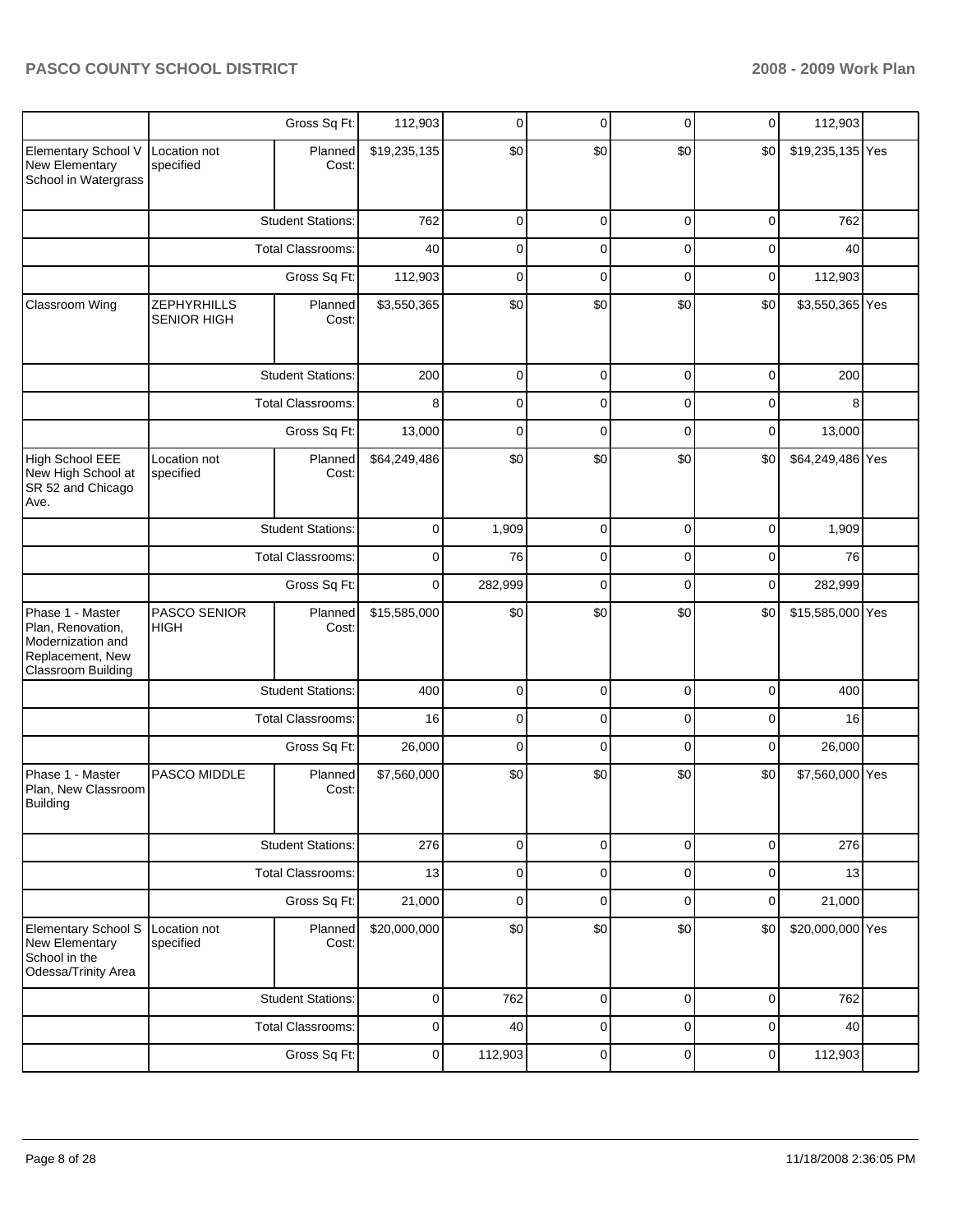| | | | | | | | | | |
|---|---|---|---|---|---|---|---|---|---|
| | | Gross Sq Ft: | 112,903 | 0 | 0 | 0 | 0 | 112,903 | |
| Elementary School V New Elementary School in Watergrass | Location not specified | Planned Cost: | $19,235,135 | $0 | $0 | $0 | $0 | $19,235,135 | Yes |
| | | Student Stations: | 762 | 0 | 0 | 0 | 0 | 762 | |
| | | Total Classrooms: | 40 | 0 | 0 | 0 | 0 | 40 | |
| | | Gross Sq Ft: | 112,903 | 0 | 0 | 0 | 0 | 112,903 | |
| Classroom Wing | ZEPHYRHILLS SENIOR HIGH | Planned Cost: | $3,550,365 | $0 | $0 | $0 | $0 | $3,550,365 | Yes |
| | | Student Stations: | 200 | 0 | 0 | 0 | 0 | 200 | |
| | | Total Classrooms: | 8 | 0 | 0 | 0 | 0 | 8 | |
| | | Gross Sq Ft: | 13,000 | 0 | 0 | 0 | 0 | 13,000 | |
| High School EEE New High School at SR 52 and Chicago Ave. | Location not specified | Planned Cost: | $64,249,486 | $0 | $0 | $0 | $0 | $64,249,486 | Yes |
| | | Student Stations: | 0 | 1,909 | 0 | 0 | 0 | 1,909 | |
| | | Total Classrooms: | 0 | 76 | 0 | 0 | 0 | 76 | |
| | | Gross Sq Ft: | 0 | 282,999 | 0 | 0 | 0 | 282,999 | |
| Phase 1 - Master Plan, Renovation, Modernization and Replacement, New Classroom Building | PASCO SENIOR HIGH | Planned Cost: | $15,585,000 | $0 | $0 | $0 | $0 | $15,585,000 | Yes |
| | | Student Stations: | 400 | 0 | 0 | 0 | 0 | 400 | |
| | | Total Classrooms: | 16 | 0 | 0 | 0 | 0 | 16 | |
| | | Gross Sq Ft: | 26,000 | 0 | 0 | 0 | 0 | 26,000 | |
| Phase 1 - Master Plan, New Classroom Building | PASCO MIDDLE | Planned Cost: | $7,560,000 | $0 | $0 | $0 | $0 | $7,560,000 | Yes |
| | | Student Stations: | 276 | 0 | 0 | 0 | 0 | 276 | |
| | | Total Classrooms: | 13 | 0 | 0 | 0 | 0 | 13 | |
| | | Gross Sq Ft: | 21,000 | 0 | 0 | 0 | 0 | 21,000 | |
| Elementary School S New Elementary School in the Odessa/Trinity Area | Location not specified | Planned Cost: | $20,000,000 | $0 | $0 | $0 | $0 | $20,000,000 | Yes |
| | | Student Stations: | 0 | 762 | 0 | 0 | 0 | 762 | |
| | | Total Classrooms: | 0 | 40 | 0 | 0 | 0 | 40 | |
| | | Gross Sq Ft: | 0 | 112,903 | 0 | 0 | 0 | 112,903 | |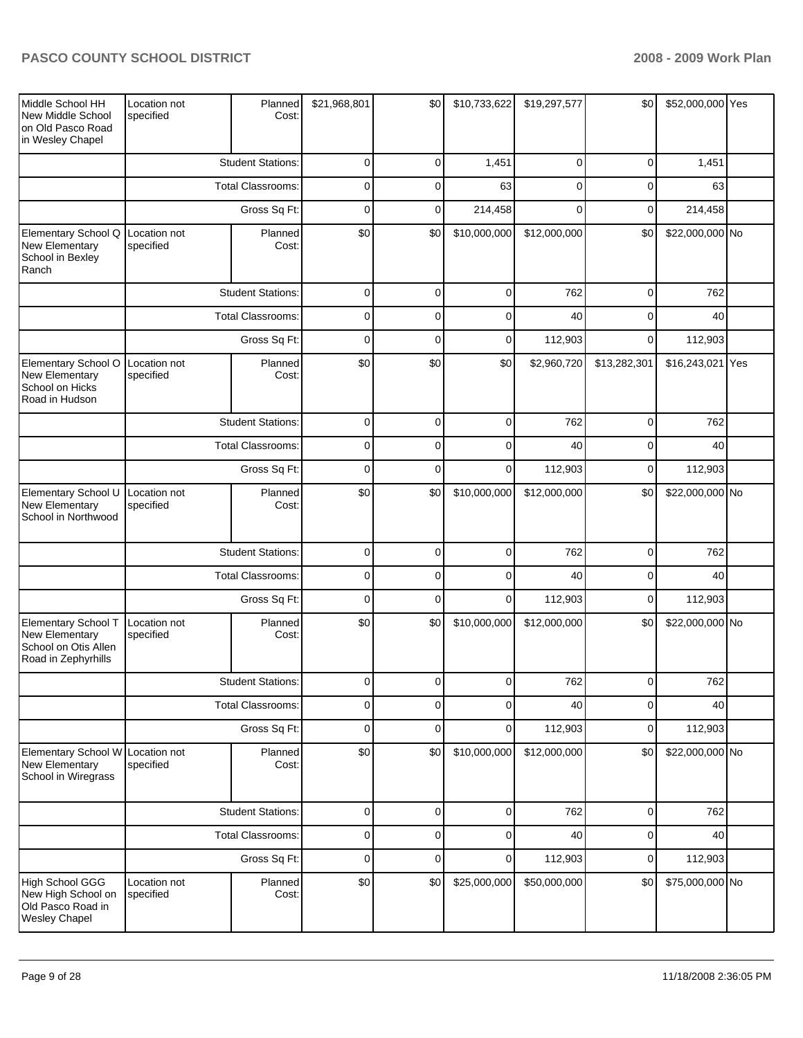| Middle School HH New Middle School on Old Pasco Road in Wesley Chapel | Location not specified | Planned Cost: | $21,968,801 | $0 | $10,733,622 | $19,297,577 | $0 | $52,000,000 | Yes |
|---|---|---|---|---|---|---|---|---|---|
| | | Student Stations: | 0 | 0 | 1,451 | 0 | 0 | 1,451 | |
| | | Total Classrooms: | 0 | 0 | 63 | 0 | 0 | 63 | |
| | | Gross Sq Ft: | 0 | 0 | 214,458 | 0 | 0 | 214,458 | |
| Elementary School Q New Elementary School in Bexley Ranch | Location not specified | Planned Cost: | $0 | $0 | $10,000,000 | $12,000,000 | $0 | $22,000,000 | No |
| | | Student Stations: | 0 | 0 | 0 | 762 | 0 | 762 | |
| | | Total Classrooms: | 0 | 0 | 0 | 40 | 0 | 40 | |
| | | Gross Sq Ft: | 0 | 0 | 0 | 112,903 | 0 | 112,903 | |
| Elementary School O New Elementary School on Hicks Road in Hudson | Location not specified | Planned Cost: | $0 | $0 | $0 | $2,960,720 | $13,282,301 | $16,243,021 | Yes |
| | | Student Stations: | 0 | 0 | 0 | 762 | 0 | 762 | |
| | | Total Classrooms: | 0 | 0 | 0 | 40 | 0 | 40 | |
| | | Gross Sq Ft: | 0 | 0 | 0 | 112,903 | 0 | 112,903 | |
| Elementary School U New Elementary School in Northwood | Location not specified | Planned Cost: | $0 | $0 | $10,000,000 | $12,000,000 | $0 | $22,000,000 | No |
| | | Student Stations: | 0 | 0 | 0 | 762 | 0 | 762 | |
| | | Total Classrooms: | 0 | 0 | 0 | 40 | 0 | 40 | |
| | | Gross Sq Ft: | 0 | 0 | 0 | 112,903 | 0 | 112,903 | |
| Elementary School T New Elementary School on Otis Allen Road in Zephyrhills | Location not specified | Planned Cost: | $0 | $0 | $10,000,000 | $12,000,000 | $0 | $22,000,000 | No |
| | | Student Stations: | 0 | 0 | 0 | 762 | 0 | 762 | |
| | | Total Classrooms: | 0 | 0 | 0 | 40 | 0 | 40 | |
| | | Gross Sq Ft: | 0 | 0 | 0 | 112,903 | 0 | 112,903 | |
| Elementary School W New Elementary School in Wiregrass | Location not specified | Planned Cost: | $0 | $0 | $10,000,000 | $12,000,000 | $0 | $22,000,000 | No |
| | | Student Stations: | 0 | 0 | 0 | 762 | 0 | 762 | |
| | | Total Classrooms: | 0 | 0 | 0 | 40 | 0 | 40 | |
| | | Gross Sq Ft: | 0 | 0 | 0 | 112,903 | 0 | 112,903 | |
| High School GGG New High School on Old Pasco Road in Wesley Chapel | Location not specified | Planned Cost: | $0 | $0 | $25,000,000 | $50,000,000 | $0 | $75,000,000 | No |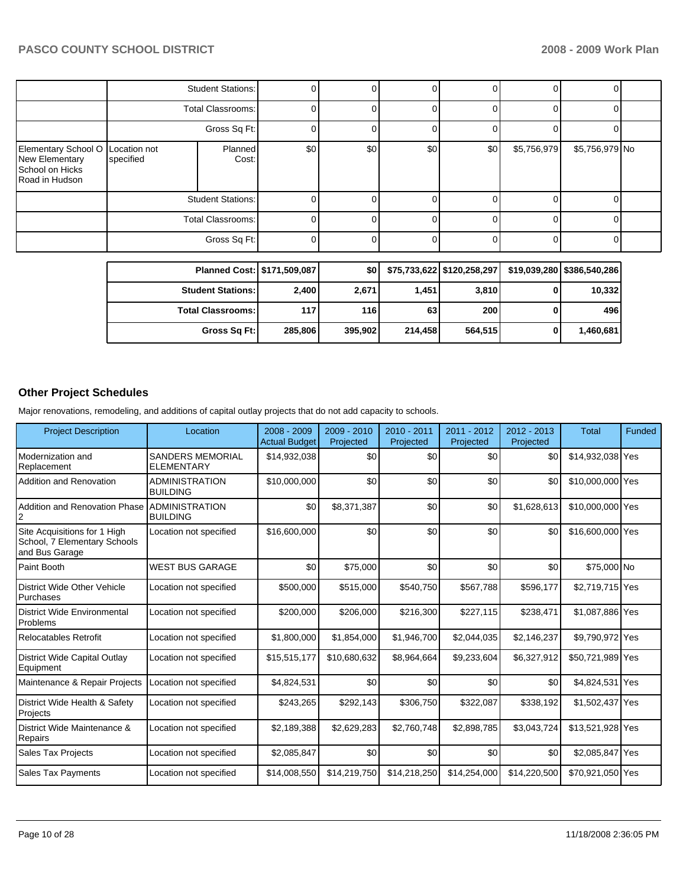| | | | | | | | | | |
|---|---|---|---|---|---|---|---|---|---|
| | Student Stations: | | 0 | 0 | 0 | 0 | 0 | 0 | |
| | Total Classrooms: | | 0 | 0 | 0 | 0 | 0 | 0 | |
| | Gross Sq Ft: | | 0 | 0 | 0 | 0 | 0 | 0 | |
| Elementary School O New Elementary School on Hicks Road in Hudson | Location not specified | Planned Cost: | $0 | $0 | $0 | $0 | $5,756,979 | $5,756,979 | No |
| | Student Stations: | | 0 | 0 | 0 | 0 | 0 | 0 | |
| | Total Classrooms: | | 0 | 0 | 0 | 0 | 0 | 0 | |
| | Gross Sq Ft: | | 0 | 0 | 0 | 0 | 0 | 0 | |

| | | | | | | |
|---|---|---|---|---|---|---|
| **Planned Cost:** | **$171,509,087** | **$0** | **$75,733,622** | **$120,258,297** | **$19,039,280** | **$386,540,286** |
| **Student Stations:** | **2,400** | **2,671** | **1,451** | **3,810** | **0** | **10,332** |
| **Total Classrooms:** | **117** | **116** | **63** | **200** | **0** | **496** |
| **Gross Sq Ft:** | **285,806** | **395,902** | **214,458** | **564,515** | **0** | **1,460,681** |

## Other Project Schedules

Major renovations, remodeling, and additions of capital outlay projects that do not add capacity to schools.

| Project Description | Location | 2008 - 2009 Actual Budget | 2009 - 2010 Projected | 2010 - 2011 Projected | 2011 - 2012 Projected | 2012 - 2013 Projected | Total | Funded |
|---|---|---|---|---|---|---|---|---|
| Modernization and Replacement | SANDERS MEMORIAL ELEMENTARY | $14,932,038 | $0 | $0 | $0 | $0 | $14,932,038 | Yes |
| Addition and Renovation | ADMINISTRATION BUILDING | $10,000,000 | $0 | $0 | $0 | $0 | $10,000,000 | Yes |
| Addition and Renovation Phase 2 | ADMINISTRATION BUILDING | $0 | $8,371,387 | $0 | $0 | $1,628,613 | $10,000,000 | Yes |
| Site Acquisitions for 1 High School, 7 Elementary Schools and Bus Garage | Location not specified | $16,600,000 | $0 | $0 | $0 | $0 | $16,600,000 | Yes |
| Paint Booth | WEST BUS GARAGE | $0 | $75,000 | $0 | $0 | $0 | $75,000 | No |
| District Wide Other Vehicle Purchases | Location not specified | $500,000 | $515,000 | $540,750 | $567,788 | $596,177 | $2,719,715 | Yes |
| District Wide Environmental Problems | Location not specified | $200,000 | $206,000 | $216,300 | $227,115 | $238,471 | $1,087,886 | Yes |
| Relocatables Retrofit | Location not specified | $1,800,000 | $1,854,000 | $1,946,700 | $2,044,035 | $2,146,237 | $9,790,972 | Yes |
| District Wide Capital Outlay Equipment | Location not specified | $15,515,177 | $10,680,632 | $8,964,664 | $9,233,604 | $6,327,912 | $50,721,989 | Yes |
| Maintenance & Repair Projects | Location not specified | $4,824,531 | $0 | $0 | $0 | $0 | $4,824,531 | Yes |
| District Wide Health & Safety Projects | Location not specified | $243,265 | $292,143 | $306,750 | $322,087 | $338,192 | $1,502,437 | Yes |
| District Wide Maintenance & Repairs | Location not specified | $2,189,388 | $2,629,283 | $2,760,748 | $2,898,785 | $3,043,724 | $13,521,928 | Yes |
| Sales Tax Projects | Location not specified | $2,085,847 | $0 | $0 | $0 | $0 | $2,085,847 | Yes |
| Sales Tax Payments | Location not specified | $14,008,550 | $14,219,750 | $14,218,250 | $14,254,000 | $14,220,500 | $70,921,050 | Yes |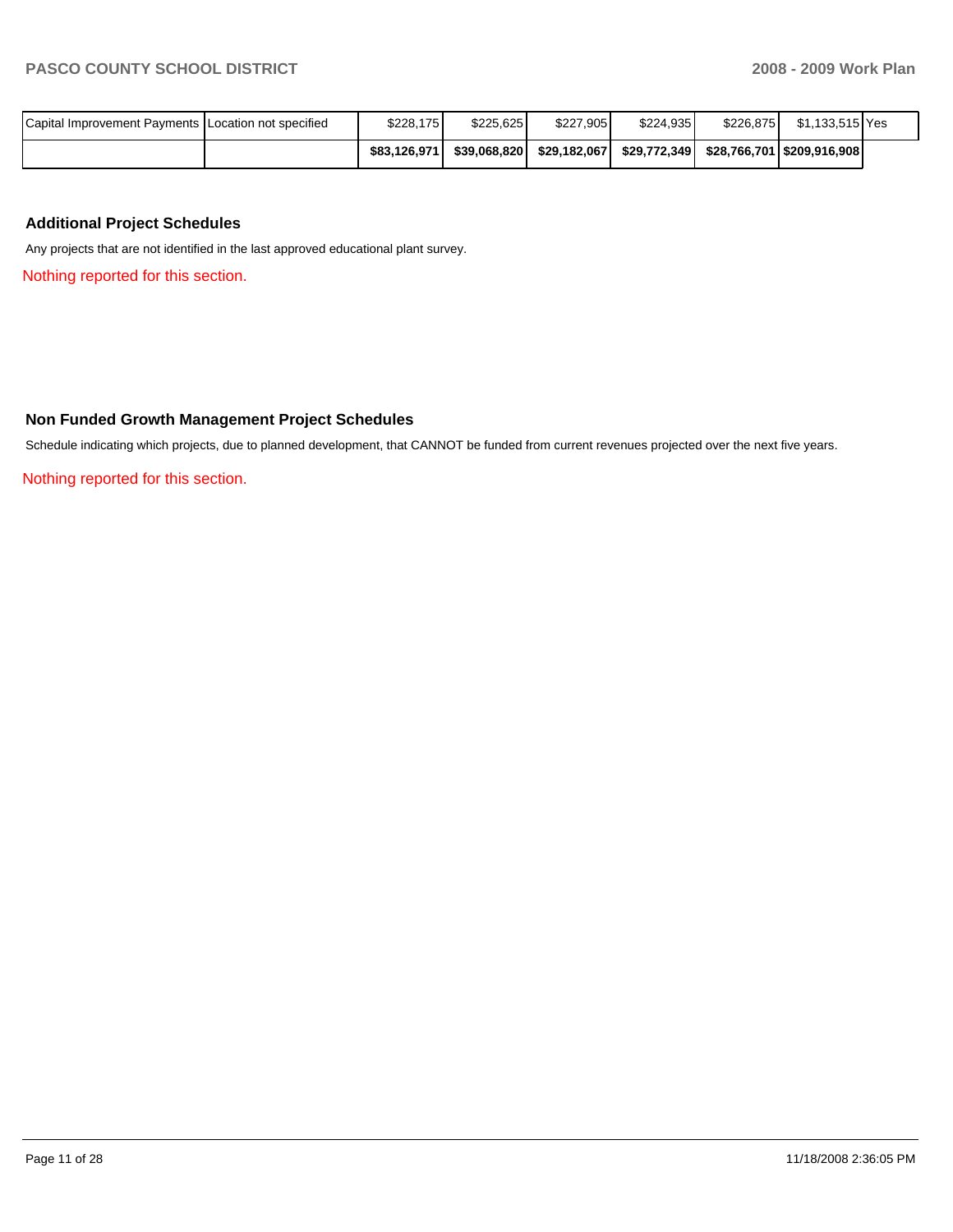| | | | | | | | | |
|---|---|---|---|---|---|---|---|---|
| Capital Improvement Payments | Location not specified | $228,175 | $225,625 | $227,905 | $224,935 | $226,875 | $1,133,515 | Yes |
| | | **$83,126,971** | **$39,068,820** | **$29,182,067** | **$29,772,349** | **$28,766,701** | **$209,916,908** | |

### Additional Project Schedules

Any projects that are not identified in the last approved educational plant survey.

Nothing reported for this section.

### Non Funded Growth Management Project Schedules

Schedule indicating which projects, due to planned development, that CANNOT be funded from current revenues projected over the next five years.

Nothing reported for this section.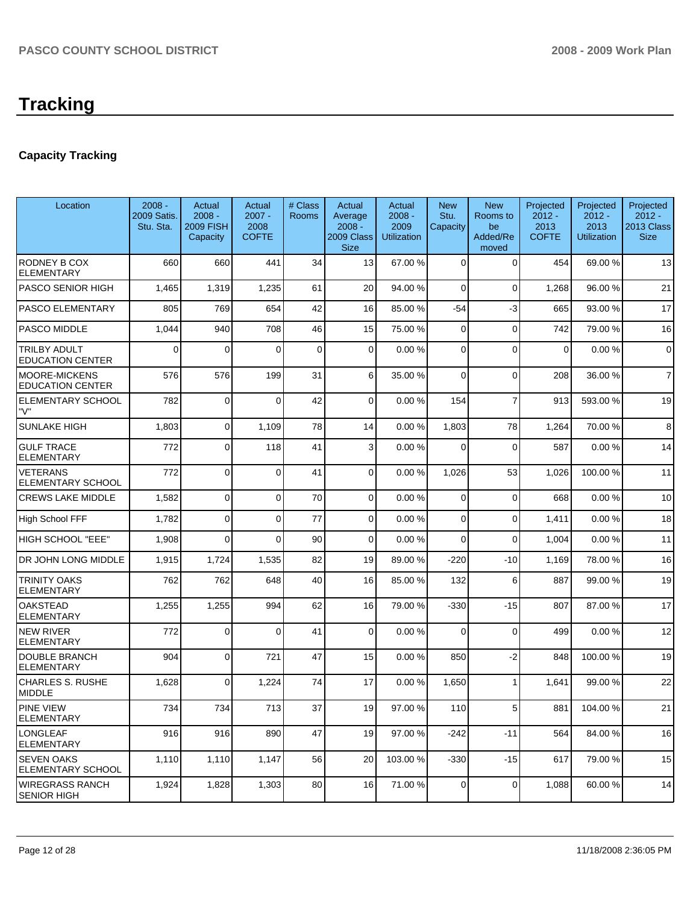# Tracking

## Capacity Tracking

| Location | 2008 - 2009 Satis. Stu. Sta. | Actual 2008 - 2009 FISH Capacity | Actual 2007 - 2008 COFTE | # Class Rooms | Actual Average 2008 - 2009 Class Size | Actual 2008 - 2009 Utilization | New Stu. Capacity | New Rooms to be Added/Removed | Projected 2012 - 2013 COFTE | Projected 2012 - 2013 Utilization | Projected 2012 - 2013 Class Size |
|---|---|---|---|---|---|---|---|---|---|---|---|
| RODNEY B COX ELEMENTARY | 660 | 660 | 441 | 34 | 13 | 67.00 % | 0 | 0 | 454 | 69.00 % | 13 |
| PASCO SENIOR HIGH | 1,465 | 1,319 | 1,235 | 61 | 20 | 94.00 % | 0 | 0 | 1,268 | 96.00 % | 21 |
| PASCO ELEMENTARY | 805 | 769 | 654 | 42 | 16 | 85.00 % | -54 | -3 | 665 | 93.00 % | 17 |
| PASCO MIDDLE | 1,044 | 940 | 708 | 46 | 15 | 75.00 % | 0 | 0 | 742 | 79.00 % | 16 |
| TRILBY ADULT EDUCATION CENTER | 0 | 0 | 0 | 0 | 0 | 0.00 % | 0 | 0 | 0 | 0.00 % | 0 |
| MOORE-MICKENS EDUCATION CENTER | 576 | 576 | 199 | 31 | 6 | 35.00 % | 0 | 0 | 208 | 36.00 % | 7 |
| ELEMENTARY SCHOOL "V" | 782 | 0 | 0 | 42 | 0 | 0.00 % | 154 | 7 | 913 | 593.00 % | 19 |
| SUNLAKE HIGH | 1,803 | 0 | 1,109 | 78 | 14 | 0.00 % | 1,803 | 78 | 1,264 | 70.00 % | 8 |
| GULF TRACE ELEMENTARY | 772 | 0 | 118 | 41 | 3 | 0.00 % | 0 | 0 | 587 | 0.00 % | 14 |
| VETERANS ELEMENTARY SCHOOL | 772 | 0 | 0 | 41 | 0 | 0.00 % | 1,026 | 53 | 1,026 | 100.00 % | 11 |
| CREWS LAKE MIDDLE | 1,582 | 0 | 0 | 70 | 0 | 0.00 % | 0 | 0 | 668 | 0.00 % | 10 |
| High School FFF | 1,782 | 0 | 0 | 77 | 0 | 0.00 % | 0 | 0 | 1,411 | 0.00 % | 18 |
| HIGH SCHOOL "EEE" | 1,908 | 0 | 0 | 90 | 0 | 0.00 % | 0 | 0 | 1,004 | 0.00 % | 11 |
| DR JOHN LONG MIDDLE | 1,915 | 1,724 | 1,535 | 82 | 19 | 89.00 % | -220 | -10 | 1,169 | 78.00 % | 16 |
| TRINITY OAKS ELEMENTARY | 762 | 762 | 648 | 40 | 16 | 85.00 % | 132 | 6 | 887 | 99.00 % | 19 |
| OAKSTEAD ELEMENTARY | 1,255 | 1,255 | 994 | 62 | 16 | 79.00 % | -330 | -15 | 807 | 87.00 % | 17 |
| NEW RIVER ELEMENTARY | 772 | 0 | 0 | 41 | 0 | 0.00 % | 0 | 0 | 499 | 0.00 % | 12 |
| DOUBLE BRANCH ELEMENTARY | 904 | 0 | 721 | 47 | 15 | 0.00 % | 850 | -2 | 848 | 100.00 % | 19 |
| CHARLES S. RUSHE MIDDLE | 1,628 | 0 | 1,224 | 74 | 17 | 0.00 % | 1,650 | 1 | 1,641 | 99.00 % | 22 |
| PINE VIEW ELEMENTARY | 734 | 734 | 713 | 37 | 19 | 97.00 % | 110 | 5 | 881 | 104.00 % | 21 |
| LONGLEAF ELEMENTARY | 916 | 916 | 890 | 47 | 19 | 97.00 % | -242 | -11 | 564 | 84.00 % | 16 |
| SEVEN OAKS ELEMENTARY SCHOOL | 1,110 | 1,110 | 1,147 | 56 | 20 | 103.00 % | -330 | -15 | 617 | 79.00 % | 15 |
| WIREGRASS RANCH SENIOR HIGH | 1,924 | 1,828 | 1,303 | 80 | 16 | 71.00 % | 0 | 0 | 1,088 | 60.00 % | 14 |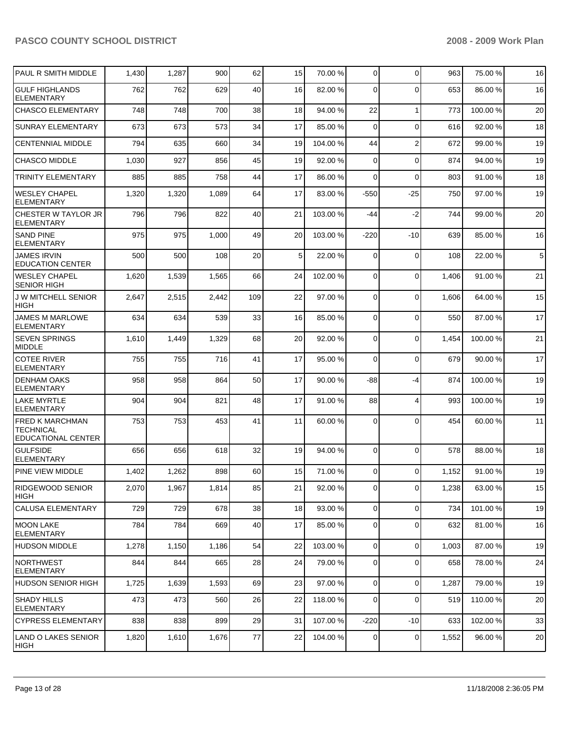| PAUL R SMITH MIDDLE | 1,430 | 1,287 | 900 | 62 | 15 | 70.00 % | 0 | 0 | 963 | 75.00 % | 16 |
|---|---|---|---|---|---|---|---|---|---|---|---|
| GULF HIGHLANDS ELEMENTARY | 762 | 762 | 629 | 40 | 16 | 82.00 % | 0 | 0 | 653 | 86.00 % | 16 |
| CHASCO ELEMENTARY | 748 | 748 | 700 | 38 | 18 | 94.00 % | 22 | 1 | 773 | 100.00 % | 20 |
| SUNRAY ELEMENTARY | 673 | 673 | 573 | 34 | 17 | 85.00 % | 0 | 0 | 616 | 92.00 % | 18 |
| CENTENNIAL MIDDLE | 794 | 635 | 660 | 34 | 19 | 104.00 % | 44 | 2 | 672 | 99.00 % | 19 |
| CHASCO MIDDLE | 1,030 | 927 | 856 | 45 | 19 | 92.00 % | 0 | 0 | 874 | 94.00 % | 19 |
| TRINITY ELEMENTARY | 885 | 885 | 758 | 44 | 17 | 86.00 % | 0 | 0 | 803 | 91.00 % | 18 |
| WESLEY CHAPEL ELEMENTARY | 1,320 | 1,320 | 1,089 | 64 | 17 | 83.00 % | -550 | -25 | 750 | 97.00 % | 19 |
| CHESTER W TAYLOR JR ELEMENTARY | 796 | 796 | 822 | 40 | 21 | 103.00 % | -44 | -2 | 744 | 99.00 % | 20 |
| SAND PINE ELEMENTARY | 975 | 975 | 1,000 | 49 | 20 | 103.00 % | -220 | -10 | 639 | 85.00 % | 16 |
| JAMES IRVIN EDUCATION CENTER | 500 | 500 | 108 | 20 | 5 | 22.00 % | 0 | 0 | 108 | 22.00 % | 5 |
| WESLEY CHAPEL SENIOR HIGH | 1,620 | 1,539 | 1,565 | 66 | 24 | 102.00 % | 0 | 0 | 1,406 | 91.00 % | 21 |
| J W MITCHELL SENIOR HIGH | 2,647 | 2,515 | 2,442 | 109 | 22 | 97.00 % | 0 | 0 | 1,606 | 64.00 % | 15 |
| JAMES M MARLOWE ELEMENTARY | 634 | 634 | 539 | 33 | 16 | 85.00 % | 0 | 0 | 550 | 87.00 % | 17 |
| SEVEN SPRINGS MIDDLE | 1,610 | 1,449 | 1,329 | 68 | 20 | 92.00 % | 0 | 0 | 1,454 | 100.00 % | 21 |
| COTEE RIVER ELEMENTARY | 755 | 755 | 716 | 41 | 17 | 95.00 % | 0 | 0 | 679 | 90.00 % | 17 |
| DENHAM OAKS ELEMENTARY | 958 | 958 | 864 | 50 | 17 | 90.00 % | -88 | -4 | 874 | 100.00 % | 19 |
| LAKE MYRTLE ELEMENTARY | 904 | 904 | 821 | 48 | 17 | 91.00 % | 88 | 4 | 993 | 100.00 % | 19 |
| FRED K MARCHMAN TECHNICAL EDUCATIONAL CENTER | 753 | 753 | 453 | 41 | 11 | 60.00 % | 0 | 0 | 454 | 60.00 % | 11 |
| GULFSIDE ELEMENTARY | 656 | 656 | 618 | 32 | 19 | 94.00 % | 0 | 0 | 578 | 88.00 % | 18 |
| PINE VIEW MIDDLE | 1,402 | 1,262 | 898 | 60 | 15 | 71.00 % | 0 | 0 | 1,152 | 91.00 % | 19 |
| RIDGEWOOD SENIOR HIGH | 2,070 | 1,967 | 1,814 | 85 | 21 | 92.00 % | 0 | 0 | 1,238 | 63.00 % | 15 |
| CALUSA ELEMENTARY | 729 | 729 | 678 | 38 | 18 | 93.00 % | 0 | 0 | 734 | 101.00 % | 19 |
| MOON LAKE ELEMENTARY | 784 | 784 | 669 | 40 | 17 | 85.00 % | 0 | 0 | 632 | 81.00 % | 16 |
| HUDSON MIDDLE | 1,278 | 1,150 | 1,186 | 54 | 22 | 103.00 % | 0 | 0 | 1,003 | 87.00 % | 19 |
| NORTHWEST ELEMENTARY | 844 | 844 | 665 | 28 | 24 | 79.00 % | 0 | 0 | 658 | 78.00 % | 24 |
| HUDSON SENIOR HIGH | 1,725 | 1,639 | 1,593 | 69 | 23 | 97.00 % | 0 | 0 | 1,287 | 79.00 % | 19 |
| SHADY HILLS ELEMENTARY | 473 | 473 | 560 | 26 | 22 | 118.00 % | 0 | 0 | 519 | 110.00 % | 20 |
| CYPRESS ELEMENTARY | 838 | 838 | 899 | 29 | 31 | 107.00 % | -220 | -10 | 633 | 102.00 % | 33 |
| LAND O LAKES SENIOR HIGH | 1,820 | 1,610 | 1,676 | 77 | 22 | 104.00 % | 0 | 0 | 1,552 | 96.00 % | 20 |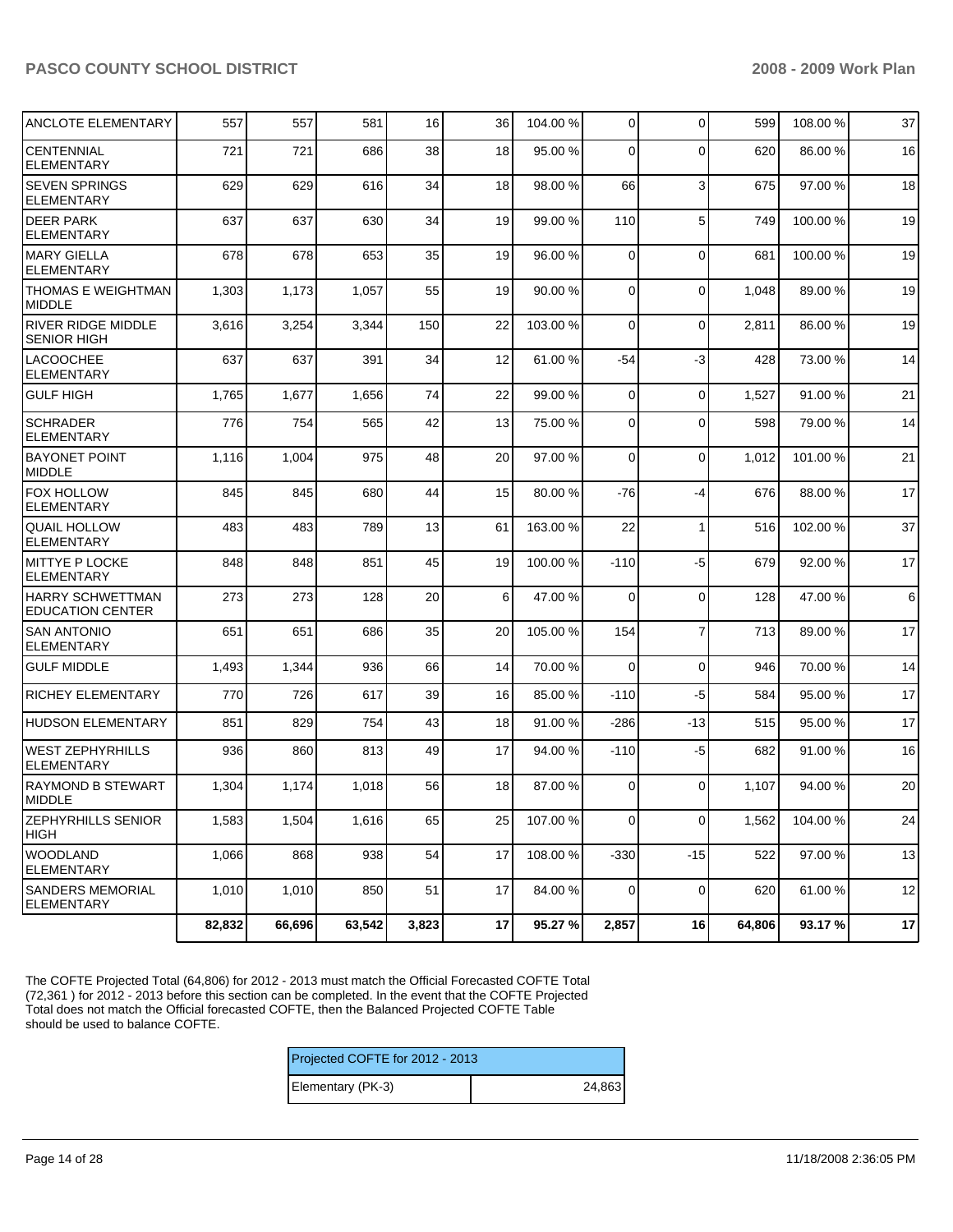| | | | | | | | | | | | |
|---|---|---|---|---|---|---|---|---|---|---|---|
| ANCLOTE ELEMENTARY | 557 | 557 | 581 | 16 | 36 | 104.00 % | 0 | 0 | 599 | 108.00 % | 37 |
| CENTENNIAL ELEMENTARY | 721 | 721 | 686 | 38 | 18 | 95.00 % | 0 | 0 | 620 | 86.00 % | 16 |
| SEVEN SPRINGS ELEMENTARY | 629 | 629 | 616 | 34 | 18 | 98.00 % | 66 | 3 | 675 | 97.00 % | 18 |
| DEER PARK ELEMENTARY | 637 | 637 | 630 | 34 | 19 | 99.00 % | 110 | 5 | 749 | 100.00 % | 19 |
| MARY GIELLA ELEMENTARY | 678 | 678 | 653 | 35 | 19 | 96.00 % | 0 | 0 | 681 | 100.00 % | 19 |
| THOMAS E WEIGHTMAN MIDDLE | 1,303 | 1,173 | 1,057 | 55 | 19 | 90.00 % | 0 | 0 | 1,048 | 89.00 % | 19 |
| RIVER RIDGE MIDDLE SENIOR HIGH | 3,616 | 3,254 | 3,344 | 150 | 22 | 103.00 % | 0 | 0 | 2,811 | 86.00 % | 19 |
| LACOOCHEE ELEMENTARY | 637 | 637 | 391 | 34 | 12 | 61.00 % | -54 | -3 | 428 | 73.00 % | 14 |
| GULF HIGH | 1,765 | 1,677 | 1,656 | 74 | 22 | 99.00 % | 0 | 0 | 1,527 | 91.00 % | 21 |
| SCHRADER ELEMENTARY | 776 | 754 | 565 | 42 | 13 | 75.00 % | 0 | 0 | 598 | 79.00 % | 14 |
| BAYONET POINT MIDDLE | 1,116 | 1,004 | 975 | 48 | 20 | 97.00 % | 0 | 0 | 1,012 | 101.00 % | 21 |
| FOX HOLLOW ELEMENTARY | 845 | 845 | 680 | 44 | 15 | 80.00 % | -76 | -4 | 676 | 88.00 % | 17 |
| QUAIL HOLLOW ELEMENTARY | 483 | 483 | 789 | 13 | 61 | 163.00 % | 22 | 1 | 516 | 102.00 % | 37 |
| MITTYE P LOCKE ELEMENTARY | 848 | 848 | 851 | 45 | 19 | 100.00 % | -110 | -5 | 679 | 92.00 % | 17 |
| HARRY SCHWETTMAN EDUCATION CENTER | 273 | 273 | 128 | 20 | 6 | 47.00 % | 0 | 0 | 128 | 47.00 % | 6 |
| SAN ANTONIO ELEMENTARY | 651 | 651 | 686 | 35 | 20 | 105.00 % | 154 | 7 | 713 | 89.00 % | 17 |
| GULF MIDDLE | 1,493 | 1,344 | 936 | 66 | 14 | 70.00 % | 0 | 0 | 946 | 70.00 % | 14 |
| RICHEY ELEMENTARY | 770 | 726 | 617 | 39 | 16 | 85.00 % | -110 | -5 | 584 | 95.00 % | 17 |
| HUDSON ELEMENTARY | 851 | 829 | 754 | 43 | 18 | 91.00 % | -286 | -13 | 515 | 95.00 % | 17 |
| WEST ZEPHYRHILLS ELEMENTARY | 936 | 860 | 813 | 49 | 17 | 94.00 % | -110 | -5 | 682 | 91.00 % | 16 |
| RAYMOND B STEWART MIDDLE | 1,304 | 1,174 | 1,018 | 56 | 18 | 87.00 % | 0 | 0 | 1,107 | 94.00 % | 20 |
| ZEPHYRHILLS SENIOR HIGH | 1,583 | 1,504 | 1,616 | 65 | 25 | 107.00 % | 0 | 0 | 1,562 | 104.00 % | 24 |
| WOODLAND ELEMENTARY | 1,066 | 868 | 938 | 54 | 17 | 108.00 % | -330 | -15 | 522 | 97.00 % | 13 |
| SANDERS MEMORIAL ELEMENTARY | 1,010 | 1,010 | 850 | 51 | 17 | 84.00 % | 0 | 0 | 620 | 61.00 % | 12 |
| | **82,832** | **66,696** | **63,542** | **3,823** | **17** | **95.27 %** | **2,857** | **16** | **64,806** | **93.17 %** | **17** |

The COFTE Projected Total (64,806) for 2012 - 2013 must match the Official Forecasted COFTE Total (72,361 ) for 2012 - 2013 before this section can be completed. In the event that the COFTE Projected Total does not match the Official forecasted COFTE, then the Balanced Projected COFTE Table should be used to balance COFTE.

| Projected COFTE for 2012 - 2013 | |
|---|---|
| Elementary (PK-3) | 24,863 |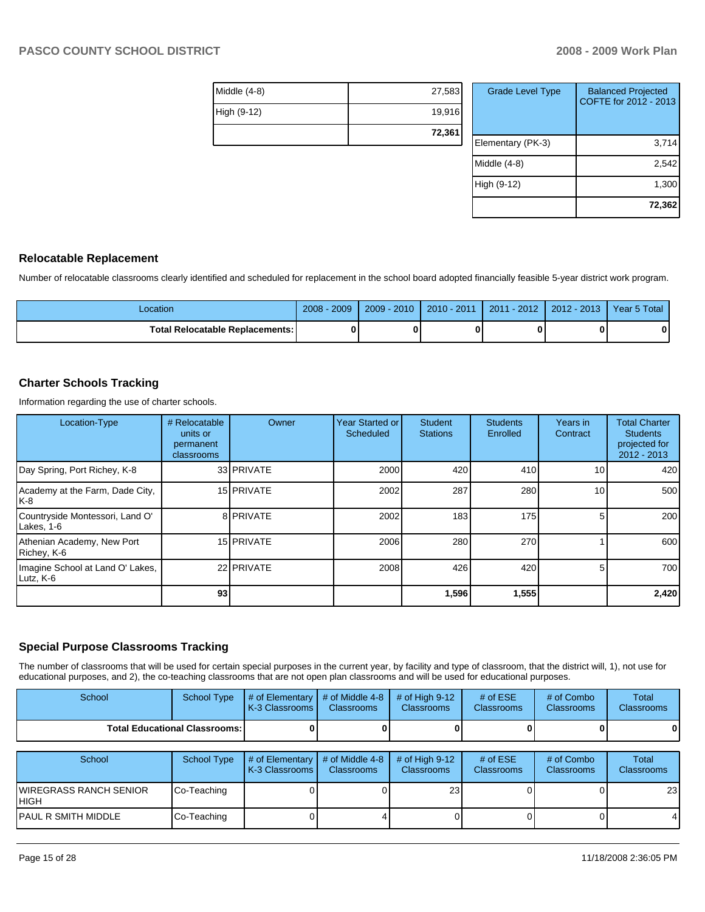| | |
|---|---|
| Middle (4-8) | 27,583 |
| High (9-12) | 19,916 |
| | **72,361** |

| Grade Level Type | Balanced Projected COFTE for 2012 - 2013 |
|---|---|
| Elementary (PK-3) | 3,714 |
| Middle (4-8) | 2,542 |
| High (9-12) | 1,300 |
| | **72,362** |

## Relocatable Replacement

Number of relocatable classrooms clearly identified and scheduled for replacement in the school board adopted financially feasible 5-year district work program.

| Location | 2008 - 2009 | 2009 - 2010 | 2010 - 2011 | 2011 - 2012 | 2012 - 2013 | Year 5 Total |
|---|---|---|---|---|---|---|
| **Total Relocatable Replacements:** | **0** | **0** | **0** | **0** | **0** | **0** |

## Charter Schools Tracking

Information regarding the use of charter schools.

| Location-Type | # Relocatable units or permanent classrooms | Owner | Year Started or Scheduled | Student Stations | Students Enrolled | Years in Contract | Total Charter Students projected for 2012 - 2013 |
|---|---|---|---|---|---|---|---|
| Day Spring, Port Richey, K-8 | 33 | PRIVATE | 2000 | 420 | 410 | 10 | 420 |
| Academy at the Farm, Dade City, K-8 | 15 | PRIVATE | 2002 | 287 | 280 | 10 | 500 |
| Countryside Montessori, Land O' Lakes, 1-6 | 8 | PRIVATE | 2002 | 183 | 175 | 5 | 200 |
| Athenian Academy, New Port Richey, K-6 | 15 | PRIVATE | 2006 | 280 | 270 | 1 | 600 |
| Imagine School at Land O' Lakes, Lutz, K-6 | 22 | PRIVATE | 2008 | 426 | 420 | 5 | 700 |
| | **93** | | | **1,596** | **1,555** | | **2,420** |

## Special Purpose Classrooms Tracking

The number of classrooms that will be used for certain special purposes in the current year, by facility and type of classroom, that the district will, 1), not use for educational purposes, and 2), the co-teaching classrooms that are not open plan classrooms and will be used for educational purposes.

| School | School Type | # of Elementary K-3 Classrooms | # of Middle 4-8 Classrooms | # of High 9-12 Classrooms | # of ESE Classrooms | # of Combo Classrooms | Total Classrooms |
|---|---|---|---|---|---|---|---|
| **Total Educational Classrooms:** | | **0** | **0** | **0** | **0** | **0** | **0** |

| School | School Type | # of Elementary K-3 Classrooms | # of Middle 4-8 Classrooms | # of High 9-12 Classrooms | # of ESE Classrooms | # of Combo Classrooms | Total Classrooms |
|---|---|---|---|---|---|---|---|
| WIREGRASS RANCH SENIOR HIGH | Co-Teaching | 0 | 0 | 23 | 0 | 0 | 23 |
| PAUL R SMITH MIDDLE | Co-Teaching | 0 | 4 | 0 | 0 | 0 | 4 |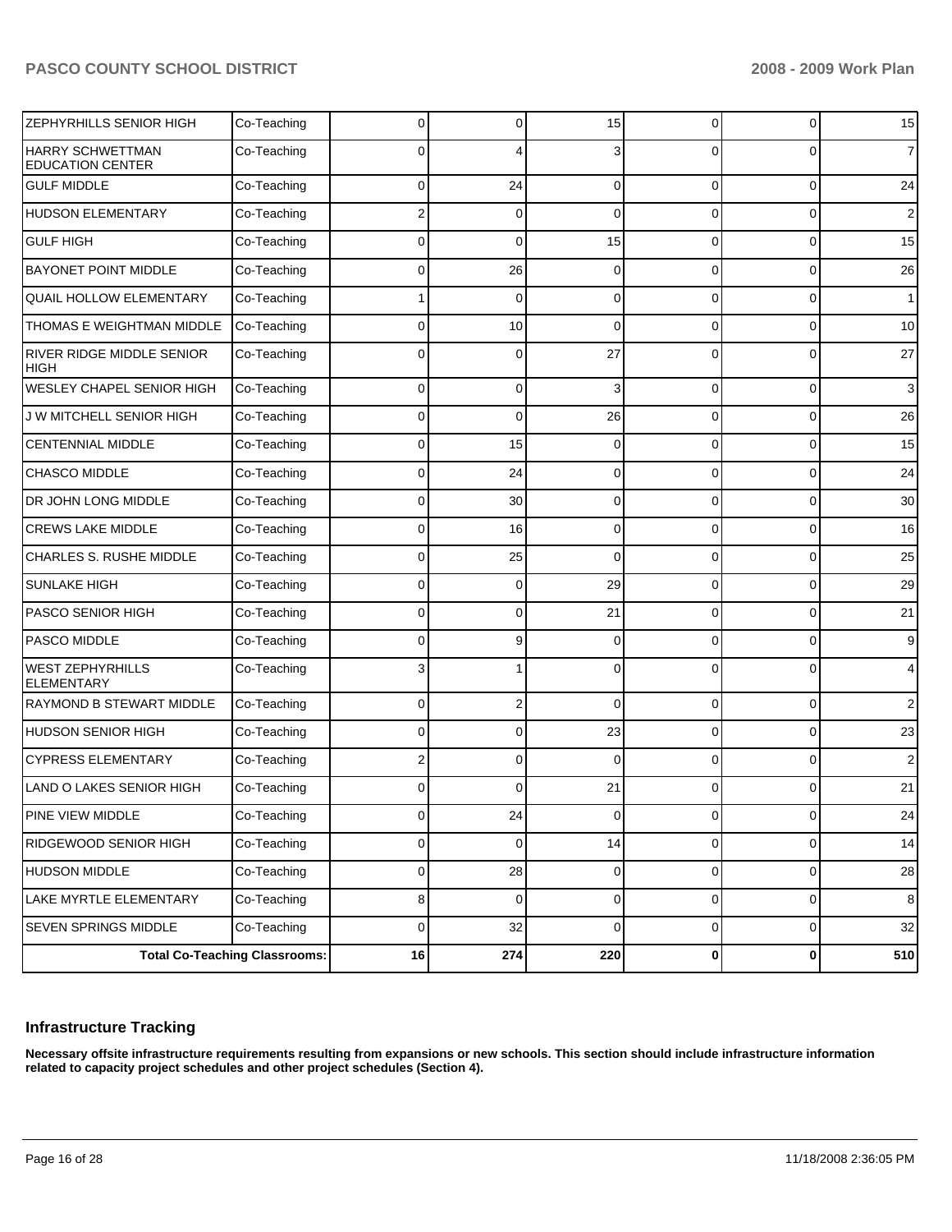| ZEPHYRHILLS SENIOR HIGH | Co-Teaching | 0 | 0 | 15 | 0 | 0 | 15 |
|---|---|---|---|---|---|---|---|
| HARRY SCHWETTMAN EDUCATION CENTER | Co-Teaching | 0 | 4 | 3 | 0 | 0 | 7 |
| GULF MIDDLE | Co-Teaching | 0 | 24 | 0 | 0 | 0 | 24 |
| HUDSON ELEMENTARY | Co-Teaching | 2 | 0 | 0 | 0 | 0 | 2 |
| GULF HIGH | Co-Teaching | 0 | 0 | 15 | 0 | 0 | 15 |
| BAYONET POINT MIDDLE | Co-Teaching | 0 | 26 | 0 | 0 | 0 | 26 |
| QUAIL HOLLOW ELEMENTARY | Co-Teaching | 1 | 0 | 0 | 0 | 0 | 1 |
| THOMAS E WEIGHTMAN MIDDLE | Co-Teaching | 0 | 10 | 0 | 0 | 0 | 10 |
| RIVER RIDGE MIDDLE SENIOR HIGH | Co-Teaching | 0 | 0 | 27 | 0 | 0 | 27 |
| WESLEY CHAPEL SENIOR HIGH | Co-Teaching | 0 | 0 | 3 | 0 | 0 | 3 |
| J W MITCHELL SENIOR HIGH | Co-Teaching | 0 | 0 | 26 | 0 | 0 | 26 |
| CENTENNIAL MIDDLE | Co-Teaching | 0 | 15 | 0 | 0 | 0 | 15 |
| CHASCO MIDDLE | Co-Teaching | 0 | 24 | 0 | 0 | 0 | 24 |
| DR JOHN LONG MIDDLE | Co-Teaching | 0 | 30 | 0 | 0 | 0 | 30 |
| CREWS LAKE MIDDLE | Co-Teaching | 0 | 16 | 0 | 0 | 0 | 16 |
| CHARLES S. RUSHE MIDDLE | Co-Teaching | 0 | 25 | 0 | 0 | 0 | 25 |
| SUNLAKE HIGH | Co-Teaching | 0 | 0 | 29 | 0 | 0 | 29 |
| PASCO SENIOR HIGH | Co-Teaching | 0 | 0 | 21 | 0 | 0 | 21 |
| PASCO MIDDLE | Co-Teaching | 0 | 9 | 0 | 0 | 0 | 9 |
| WEST ZEPHYRHILLS ELEMENTARY | Co-Teaching | 3 | 1 | 0 | 0 | 0 | 4 |
| RAYMOND B STEWART MIDDLE | Co-Teaching | 0 | 2 | 0 | 0 | 0 | 2 |
| HUDSON SENIOR HIGH | Co-Teaching | 0 | 0 | 23 | 0 | 0 | 23 |
| CYPRESS ELEMENTARY | Co-Teaching | 2 | 0 | 0 | 0 | 0 | 2 |
| LAND O LAKES SENIOR HIGH | Co-Teaching | 0 | 0 | 21 | 0 | 0 | 21 |
| PINE VIEW MIDDLE | Co-Teaching | 0 | 24 | 0 | 0 | 0 | 24 |
| RIDGEWOOD SENIOR HIGH | Co-Teaching | 0 | 0 | 14 | 0 | 0 | 14 |
| HUDSON MIDDLE | Co-Teaching | 0 | 28 | 0 | 0 | 0 | 28 |
| LAKE MYRTLE ELEMENTARY | Co-Teaching | 8 | 0 | 0 | 0 | 0 | 8 |
| SEVEN SPRINGS MIDDLE | Co-Teaching | 0 | 32 | 0 | 0 | 0 | 32 |
| **Total Co-Teaching Classrooms:** | | **16** | **274** | **220** | **0** | **0** | **510** |

## Infrastructure Tracking

**Necessary offsite infrastructure requirements resulting from expansions or new schools. This section should include infrastructure information related to capacity project schedules and other project schedules (Section 4).**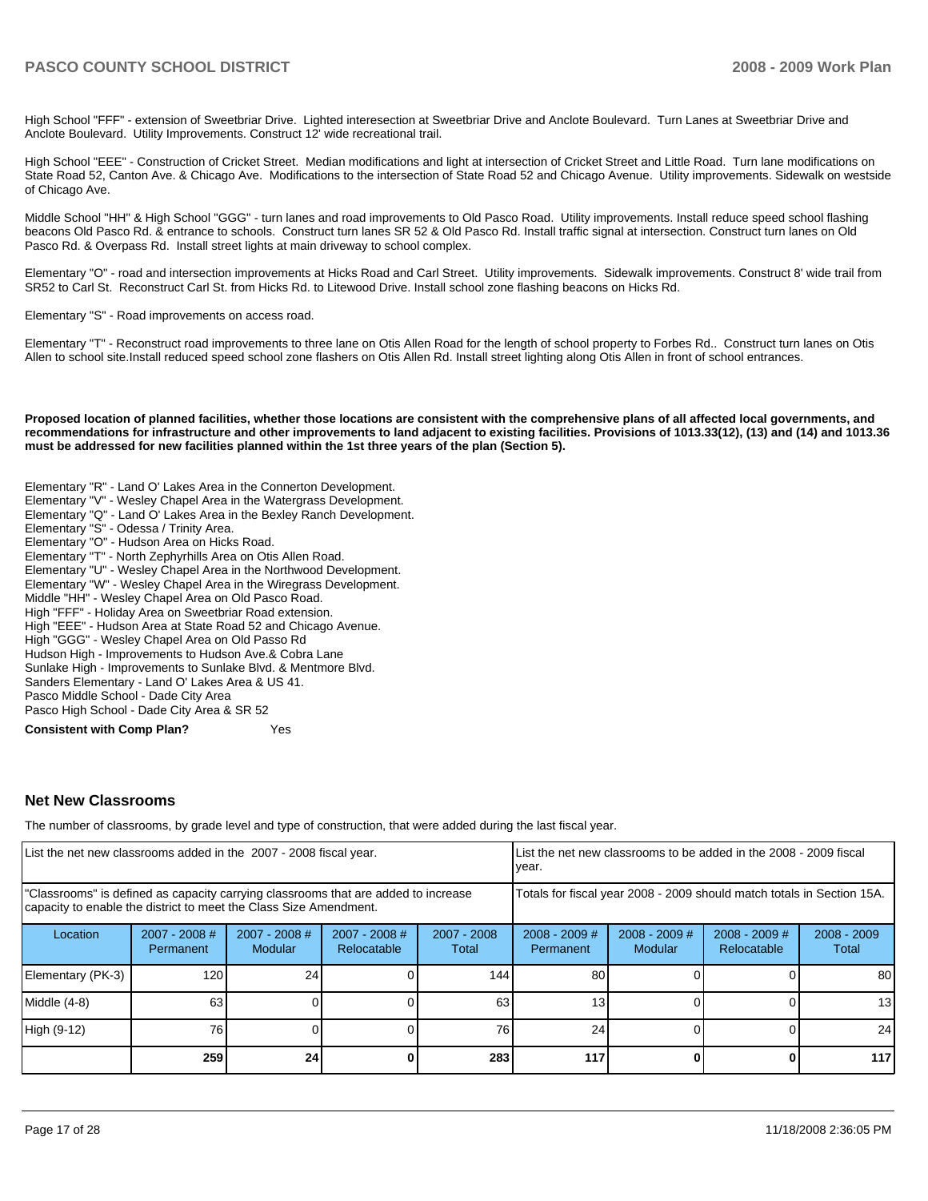High School "FFF" - extension of Sweetbriar Drive. Lighted interesection at Sweetbriar Drive and Anclote Boulevard. Turn Lanes at Sweetbriar Drive and Anclote Boulevard. Utility Improvements. Construct 12' wide recreational trail.

High School "EEE" - Construction of Cricket Street. Median modifications and light at intersection of Cricket Street and Little Road. Turn lane modifications on State Road 52, Canton Ave. & Chicago Ave. Modifications to the intersection of State Road 52 and Chicago Avenue. Utility improvements. Sidewalk on westside of Chicago Ave.

Middle School "HH" & High School "GGG" - turn lanes and road improvements to Old Pasco Road. Utility improvements. Install reduce speed school flashing beacons Old Pasco Rd. & entrance to schools. Construct turn lanes SR 52 & Old Pasco Rd. Install traffic signal at intersection. Construct turn lanes on Old Pasco Rd. & Overpass Rd. Install street lights at main driveway to school complex.

Elementary "O" - road and intersection improvements at Hicks Road and Carl Street. Utility improvements. Sidewalk improvements. Construct 8' wide trail from SR52 to Carl St. Reconstruct Carl St. from Hicks Rd. to Litewood Drive. Install school zone flashing beacons on Hicks Rd.

Elementary "S" - Road improvements on access road.

Elementary "T" - Reconstruct road improvements to three lane on Otis Allen Road for the length of school property to Forbes Rd.. Construct turn lanes on Otis Allen to school site.Install reduced speed school zone flashers on Otis Allen Rd. Install street lighting along Otis Allen in front of school entrances.

**Proposed location of planned facilities, whether those locations are consistent with the comprehensive plans of all affected local governments, and recommendations for infrastructure and other improvements to land adjacent to existing facilities. Provisions of 1013.33(12), (13) and (14) and 1013.36 must be addressed for new facilities planned within the 1st three years of the plan (Section 5).**

Elementary "R" - Land O' Lakes Area in the Connerton Development.
Elementary "V" - Wesley Chapel Area in the Watergrass Development.
Elementary "Q" - Land O' Lakes Area in the Bexley Ranch Development.
Elementary "S" - Odessa / Trinity Area.
Elementary "O" - Hudson Area on Hicks Road.
Elementary "T" - North Zephyrhills Area on Otis Allen Road.
Elementary "U" - Wesley Chapel Area in the Northwood Development.
Elementary "W" - Wesley Chapel Area in the Wiregrass Development.
Middle "HH" - Wesley Chapel Area on Old Pasco Road.
High "FFF" - Holiday Area on Sweetbriar Road extension.
High "EEE" - Hudson Area at State Road 52 and Chicago Avenue.
High "GGG" - Wesley Chapel Area on Old Passo Rd
Hudson High - Improvements to Hudson Ave.& Cobra Lane
Sunlake High - Improvements to Sunlake Blvd. & Mentmore Blvd.
Sanders Elementary - Land O' Lakes Area & US 41.
Pasco Middle School - Dade City Area
Pasco High School - Dade City Area & SR 52

**Consistent with Comp Plan?** Yes

## Net New Classrooms

The number of classrooms, by grade level and type of construction, that were added during the last fiscal year.

| List the net new classrooms added in the 2007 - 2008 fiscal year. | | | | | List the net new classrooms to be added in the 2008 - 2009 fiscal year. | | | |
|---|---|---|---|---|---|---|---|---|
| "Classrooms" is defined as capacity carrying classrooms that are added to increase capacity to enable the district to meet the Class Size Amendment. | | | | | Totals for fiscal year 2008 - 2009 should match totals in Section 15A. | | | |
| Location | 2007 - 2008 # Permanent | 2007 - 2008 # Modular | 2007 - 2008 # Relocatable | 2007 - 2008 Total | 2008 - 2009 # Permanent | 2008 - 2009 # Modular | 2008 - 2009 # Relocatable | 2008 - 2009 Total |
| Elementary (PK-3) | 120 | 24 | 0 | 144 | 80 | 0 | 0 | 80 |
| Middle (4-8) | 63 | 0 | 0 | 63 | 13 | 0 | 0 | 13 |
| High (9-12) | 76 | 0 | 0 | 76 | 24 | 0 | 0 | 24 |
| | **259** | **24** | **0** | **283** | **117** | **0** | **0** | **117** |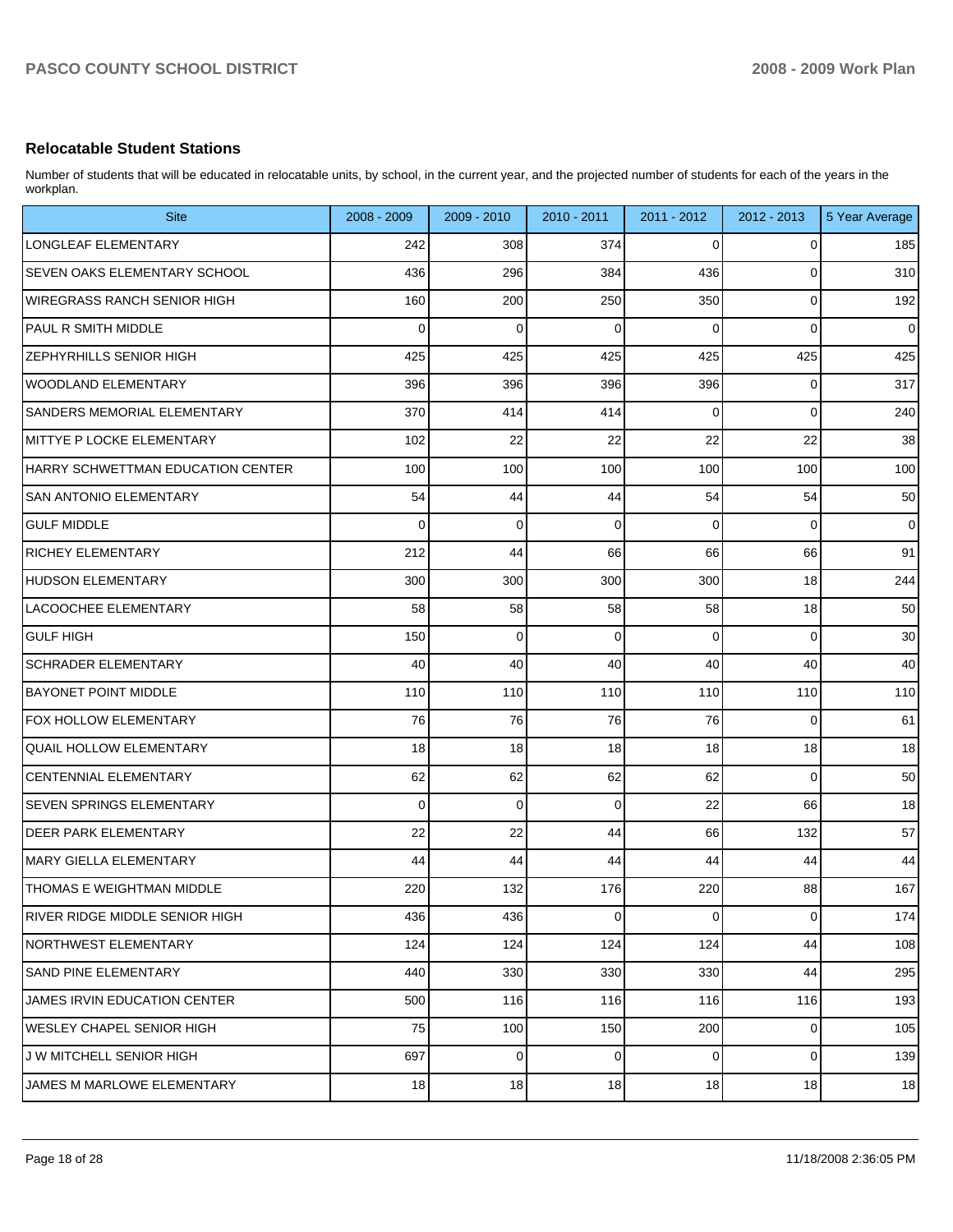## Relocatable Student Stations

Number of students that will be educated in relocatable units, by school, in the current year, and the projected number of students for each of the years in the workplan.

| Site | 2008 - 2009 | 2009 - 2010 | 2010 - 2011 | 2011 - 2012 | 2012 - 2013 | 5 Year Average |
|---|---|---|---|---|---|---|
| LONGLEAF ELEMENTARY | 242 | 308 | 374 | 0 | 0 | 185 |
| SEVEN OAKS ELEMENTARY SCHOOL | 436 | 296 | 384 | 436 | 0 | 310 |
| WIREGRASS RANCH SENIOR HIGH | 160 | 200 | 250 | 350 | 0 | 192 |
| PAUL R SMITH MIDDLE | 0 | 0 | 0 | 0 | 0 | 0 |
| ZEPHYRHILLS SENIOR HIGH | 425 | 425 | 425 | 425 | 425 | 425 |
| WOODLAND ELEMENTARY | 396 | 396 | 396 | 396 | 0 | 317 |
| SANDERS MEMORIAL ELEMENTARY | 370 | 414 | 414 | 0 | 0 | 240 |
| MITTYE P LOCKE ELEMENTARY | 102 | 22 | 22 | 22 | 22 | 38 |
| HARRY SCHWETTMAN EDUCATION CENTER | 100 | 100 | 100 | 100 | 100 | 100 |
| SAN ANTONIO ELEMENTARY | 54 | 44 | 44 | 54 | 54 | 50 |
| GULF MIDDLE | 0 | 0 | 0 | 0 | 0 | 0 |
| RICHEY ELEMENTARY | 212 | 44 | 66 | 66 | 66 | 91 |
| HUDSON ELEMENTARY | 300 | 300 | 300 | 300 | 18 | 244 |
| LACOOCHEE ELEMENTARY | 58 | 58 | 58 | 58 | 18 | 50 |
| GULF HIGH | 150 | 0 | 0 | 0 | 0 | 30 |
| SCHRADER ELEMENTARY | 40 | 40 | 40 | 40 | 40 | 40 |
| BAYONET POINT MIDDLE | 110 | 110 | 110 | 110 | 110 | 110 |
| FOX HOLLOW ELEMENTARY | 76 | 76 | 76 | 76 | 0 | 61 |
| QUAIL HOLLOW ELEMENTARY | 18 | 18 | 18 | 18 | 18 | 18 |
| CENTENNIAL ELEMENTARY | 62 | 62 | 62 | 62 | 0 | 50 |
| SEVEN SPRINGS ELEMENTARY | 0 | 0 | 0 | 22 | 66 | 18 |
| DEER PARK ELEMENTARY | 22 | 22 | 44 | 66 | 132 | 57 |
| MARY GIELLA ELEMENTARY | 44 | 44 | 44 | 44 | 44 | 44 |
| THOMAS E WEIGHTMAN MIDDLE | 220 | 132 | 176 | 220 | 88 | 167 |
| RIVER RIDGE MIDDLE SENIOR HIGH | 436 | 436 | 0 | 0 | 0 | 174 |
| NORTHWEST ELEMENTARY | 124 | 124 | 124 | 124 | 44 | 108 |
| SAND PINE ELEMENTARY | 440 | 330 | 330 | 330 | 44 | 295 |
| JAMES IRVIN EDUCATION CENTER | 500 | 116 | 116 | 116 | 116 | 193 |
| WESLEY CHAPEL SENIOR HIGH | 75 | 100 | 150 | 200 | 0 | 105 |
| J W MITCHELL SENIOR HIGH | 697 | 0 | 0 | 0 | 0 | 139 |
| JAMES M MARLOWE ELEMENTARY | 18 | 18 | 18 | 18 | 18 | 18 |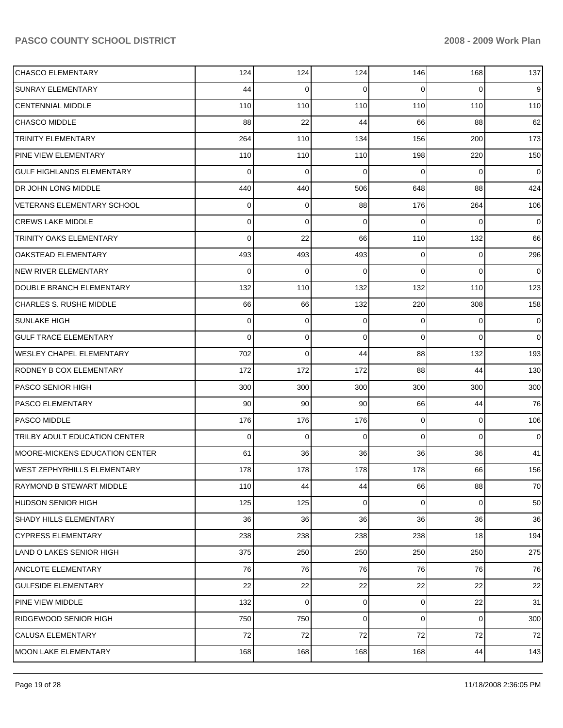| | | | | | | |
|---|---|---|---|---|---|---|
| CHASCO ELEMENTARY | 124 | 124 | 124 | 146 | 168 | 137 |
| SUNRAY ELEMENTARY | 44 | 0 | 0 | 0 | 0 | 9 |
| CENTENNIAL MIDDLE | 110 | 110 | 110 | 110 | 110 | 110 |
| CHASCO MIDDLE | 88 | 22 | 44 | 66 | 88 | 62 |
| TRINITY ELEMENTARY | 264 | 110 | 134 | 156 | 200 | 173 |
| PINE VIEW ELEMENTARY | 110 | 110 | 110 | 198 | 220 | 150 |
| GULF HIGHLANDS ELEMENTARY | 0 | 0 | 0 | 0 | 0 | 0 |
| DR JOHN LONG MIDDLE | 440 | 440 | 506 | 648 | 88 | 424 |
| VETERANS ELEMENTARY SCHOOL | 0 | 0 | 88 | 176 | 264 | 106 |
| CREWS LAKE MIDDLE | 0 | 0 | 0 | 0 | 0 | 0 |
| TRINITY OAKS ELEMENTARY | 0 | 22 | 66 | 110 | 132 | 66 |
| OAKSTEAD ELEMENTARY | 493 | 493 | 493 | 0 | 0 | 296 |
| NEW RIVER ELEMENTARY | 0 | 0 | 0 | 0 | 0 | 0 |
| DOUBLE BRANCH ELEMENTARY | 132 | 110 | 132 | 132 | 110 | 123 |
| CHARLES S. RUSHE MIDDLE | 66 | 66 | 132 | 220 | 308 | 158 |
| SUNLAKE HIGH | 0 | 0 | 0 | 0 | 0 | 0 |
| GULF TRACE ELEMENTARY | 0 | 0 | 0 | 0 | 0 | 0 |
| WESLEY CHAPEL ELEMENTARY | 702 | 0 | 44 | 88 | 132 | 193 |
| RODNEY B COX ELEMENTARY | 172 | 172 | 172 | 88 | 44 | 130 |
| PASCO SENIOR HIGH | 300 | 300 | 300 | 300 | 300 | 300 |
| PASCO ELEMENTARY | 90 | 90 | 90 | 66 | 44 | 76 |
| PASCO MIDDLE | 176 | 176 | 176 | 0 | 0 | 106 |
| TRILBY ADULT EDUCATION CENTER | 0 | 0 | 0 | 0 | 0 | 0 |
| MOORE-MICKENS EDUCATION CENTER | 61 | 36 | 36 | 36 | 36 | 41 |
| WEST ZEPHYRHILLS ELEMENTARY | 178 | 178 | 178 | 178 | 66 | 156 |
| RAYMOND B STEWART MIDDLE | 110 | 44 | 44 | 66 | 88 | 70 |
| HUDSON SENIOR HIGH | 125 | 125 | 0 | 0 | 0 | 50 |
| SHADY HILLS ELEMENTARY | 36 | 36 | 36 | 36 | 36 | 36 |
| CYPRESS ELEMENTARY | 238 | 238 | 238 | 238 | 18 | 194 |
| LAND O LAKES SENIOR HIGH | 375 | 250 | 250 | 250 | 250 | 275 |
| ANCLOTE ELEMENTARY | 76 | 76 | 76 | 76 | 76 | 76 |
| GULFSIDE ELEMENTARY | 22 | 22 | 22 | 22 | 22 | 22 |
| PINE VIEW MIDDLE | 132 | 0 | 0 | 0 | 22 | 31 |
| RIDGEWOOD SENIOR HIGH | 750 | 750 | 0 | 0 | 0 | 300 |
| CALUSA ELEMENTARY | 72 | 72 | 72 | 72 | 72 | 72 |
| MOON LAKE ELEMENTARY | 168 | 168 | 168 | 168 | 44 | 143 |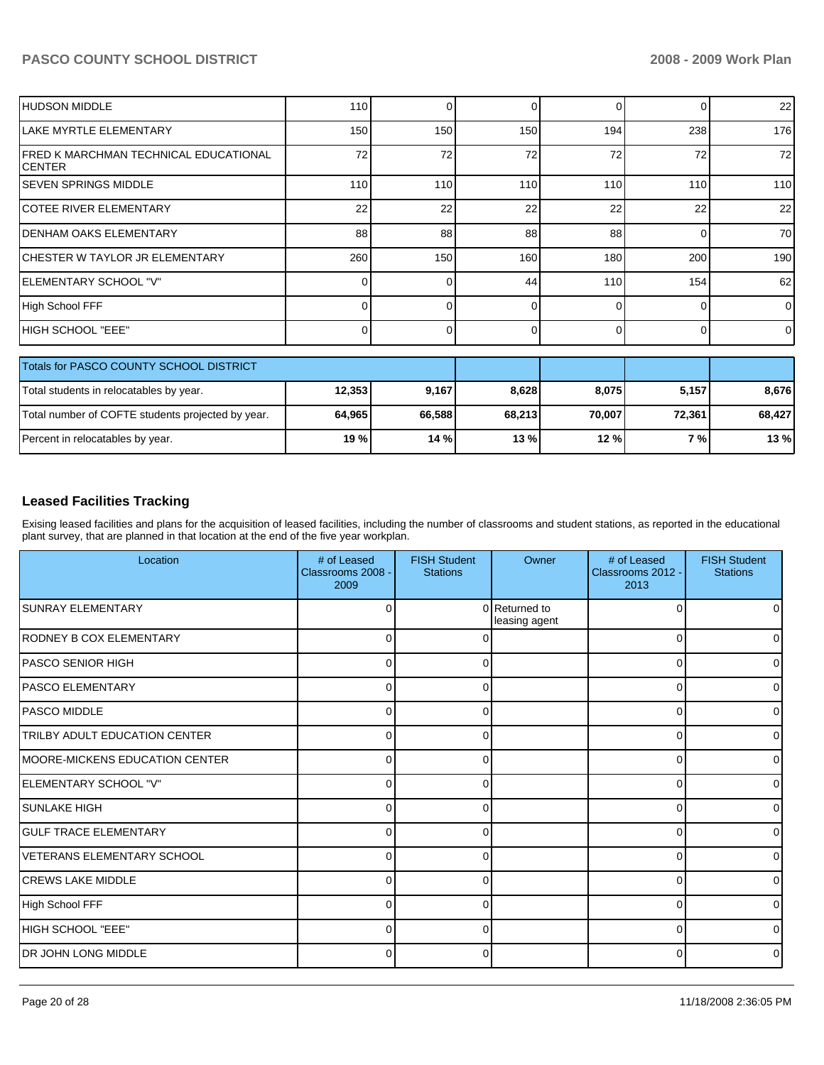| | | | | | | |
|---|---|---|---|---|---|---|
| HUDSON MIDDLE | 110 | 0 | 0 | 0 | 0 | 22 |
| LAKE MYRTLE ELEMENTARY | 150 | 150 | 150 | 194 | 238 | 176 |
| FRED K MARCHMAN TECHNICAL EDUCATIONAL CENTER | 72 | 72 | 72 | 72 | 72 | 72 |
| SEVEN SPRINGS MIDDLE | 110 | 110 | 110 | 110 | 110 | 110 |
| COTEE RIVER ELEMENTARY | 22 | 22 | 22 | 22 | 22 | 22 |
| DENHAM OAKS ELEMENTARY | 88 | 88 | 88 | 88 | 0 | 70 |
| CHESTER W TAYLOR JR ELEMENTARY | 260 | 150 | 160 | 180 | 200 | 190 |
| ELEMENTARY SCHOOL "V" | 0 | 0 | 44 | 110 | 154 | 62 |
| High School FFF | 0 | 0 | 0 | 0 | 0 | 0 |
| HIGH SCHOOL "EEE" | 0 | 0 | 0 | 0 | 0 | 0 |

| Totals for PASCO COUNTY SCHOOL DISTRICT | | | | | | |
|---|---|---|---|---|---|---|
| Total students in relocatables by year. | **12,353** | **9,167** | **8,628** | **8,075** | **5,157** | **8,676** |
| Total number of COFTE students projected by year. | **64,965** | **66,588** | **68,213** | **70,007** | **72,361** | **68,427** |
| Percent in relocatables by year. | **19 %** | **14 %** | **13 %** | **12 %** | **7 %** | **13 %** |

## Leased Facilities Tracking

Exising leased facilities and plans for the acquisition of leased facilities, including the number of classrooms and student stations, as reported in the educational plant survey, that are planned in that location at the end of the five year workplan.

| Location | # of Leased Classrooms 2008 - 2009 | FISH Student Stations | Owner | # of Leased Classrooms 2012 - 2013 | FISH Student Stations |
|---|---|---|---|---|---|
| SUNRAY ELEMENTARY | 0 | 0 | Returned to leasing agent | 0 | 0 |
| RODNEY B COX ELEMENTARY | 0 | 0 | | 0 | 0 |
| PASCO SENIOR HIGH | 0 | 0 | | 0 | 0 |
| PASCO ELEMENTARY | 0 | 0 | | 0 | 0 |
| PASCO MIDDLE | 0 | 0 | | 0 | 0 |
| TRILBY ADULT EDUCATION CENTER | 0 | 0 | | 0 | 0 |
| MOORE-MICKENS EDUCATION CENTER | 0 | 0 | | 0 | 0 |
| ELEMENTARY SCHOOL "V" | 0 | 0 | | 0 | 0 |
| SUNLAKE HIGH | 0 | 0 | | 0 | 0 |
| GULF TRACE ELEMENTARY | 0 | 0 | | 0 | 0 |
| VETERANS ELEMENTARY SCHOOL | 0 | 0 | | 0 | 0 |
| CREWS LAKE MIDDLE | 0 | 0 | | 0 | 0 |
| High School FFF | 0 | 0 | | 0 | 0 |
| HIGH SCHOOL "EEE" | 0 | 0 | | 0 | 0 |
| DR JOHN LONG MIDDLE | 0 | 0 | | 0 | 0 |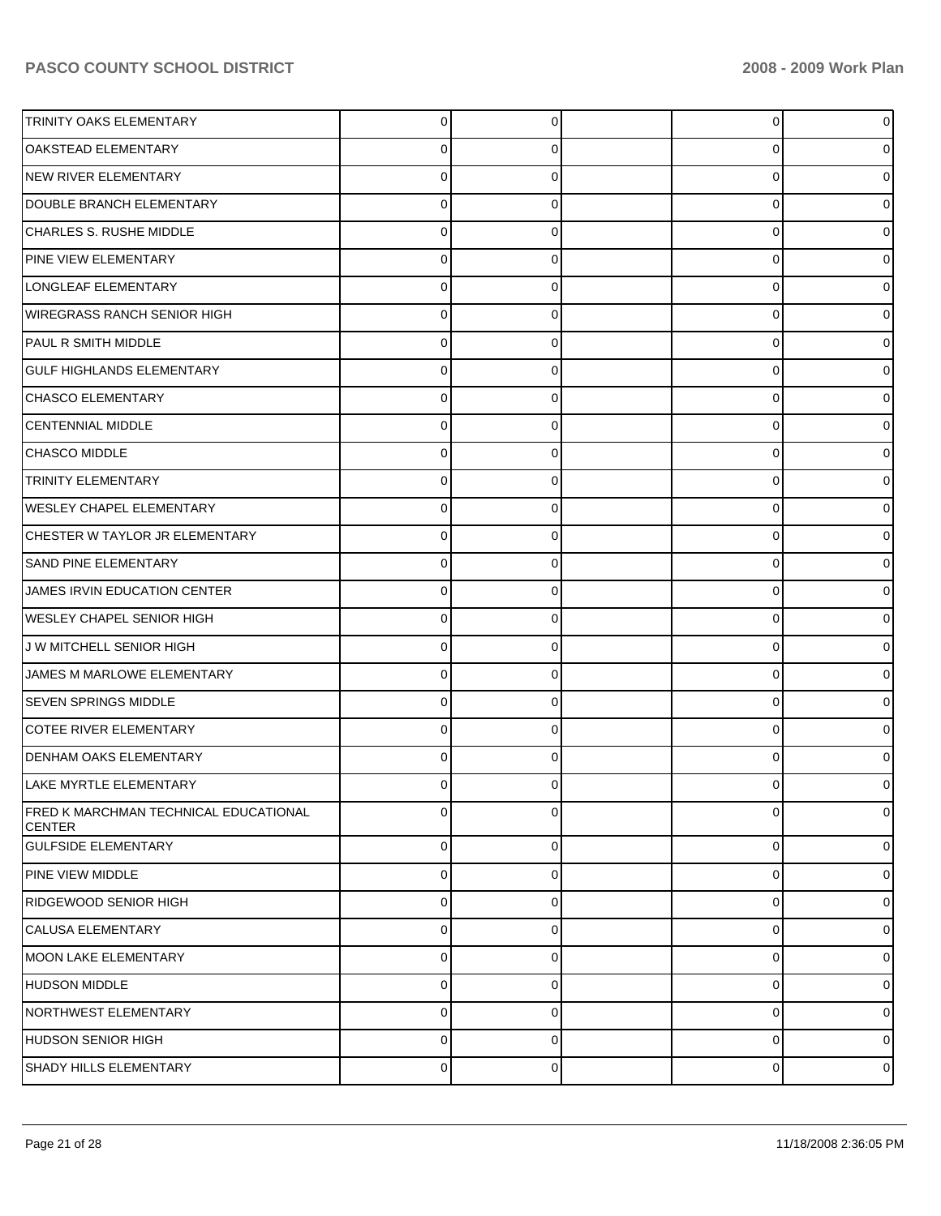| | | | | | |
|---|---|---|---|---|---|
| TRINITY OAKS ELEMENTARY | 0 | 0 | | 0 | 0 |
| OAKSTEAD ELEMENTARY | 0 | 0 | | 0 | 0 |
| NEW RIVER ELEMENTARY | 0 | 0 | | 0 | 0 |
| DOUBLE BRANCH ELEMENTARY | 0 | 0 | | 0 | 0 |
| CHARLES S. RUSHE MIDDLE | 0 | 0 | | 0 | 0 |
| PINE VIEW ELEMENTARY | 0 | 0 | | 0 | 0 |
| LONGLEAF ELEMENTARY | 0 | 0 | | 0 | 0 |
| WIREGRASS RANCH SENIOR HIGH | 0 | 0 | | 0 | 0 |
| PAUL R SMITH MIDDLE | 0 | 0 | | 0 | 0 |
| GULF HIGHLANDS ELEMENTARY | 0 | 0 | | 0 | 0 |
| CHASCO ELEMENTARY | 0 | 0 | | 0 | 0 |
| CENTENNIAL MIDDLE | 0 | 0 | | 0 | 0 |
| CHASCO MIDDLE | 0 | 0 | | 0 | 0 |
| TRINITY ELEMENTARY | 0 | 0 | | 0 | 0 |
| WESLEY CHAPEL ELEMENTARY | 0 | 0 | | 0 | 0 |
| CHESTER W TAYLOR JR ELEMENTARY | 0 | 0 | | 0 | 0 |
| SAND PINE ELEMENTARY | 0 | 0 | | 0 | 0 |
| JAMES IRVIN EDUCATION CENTER | 0 | 0 | | 0 | 0 |
| WESLEY CHAPEL SENIOR HIGH | 0 | 0 | | 0 | 0 |
| J W MITCHELL SENIOR HIGH | 0 | 0 | | 0 | 0 |
| JAMES M MARLOWE ELEMENTARY | 0 | 0 | | 0 | 0 |
| SEVEN SPRINGS MIDDLE | 0 | 0 | | 0 | 0 |
| COTEE RIVER ELEMENTARY | 0 | 0 | | 0 | 0 |
| DENHAM OAKS ELEMENTARY | 0 | 0 | | 0 | 0 |
| LAKE MYRTLE ELEMENTARY | 0 | 0 | | 0 | 0 |
| FRED K MARCHMAN TECHNICAL EDUCATIONAL CENTER | 0 | 0 | | 0 | 0 |
| GULFSIDE ELEMENTARY | 0 | 0 | | 0 | 0 |
| PINE VIEW MIDDLE | 0 | 0 | | 0 | 0 |
| RIDGEWOOD SENIOR HIGH | 0 | 0 | | 0 | 0 |
| CALUSA ELEMENTARY | 0 | 0 | | 0 | 0 |
| MOON LAKE ELEMENTARY | 0 | 0 | | 0 | 0 |
| HUDSON MIDDLE | 0 | 0 | | 0 | 0 |
| NORTHWEST ELEMENTARY | 0 | 0 | | 0 | 0 |
| HUDSON SENIOR HIGH | 0 | 0 | | 0 | 0 |
| SHADY HILLS ELEMENTARY | 0 | 0 | | 0 | 0 |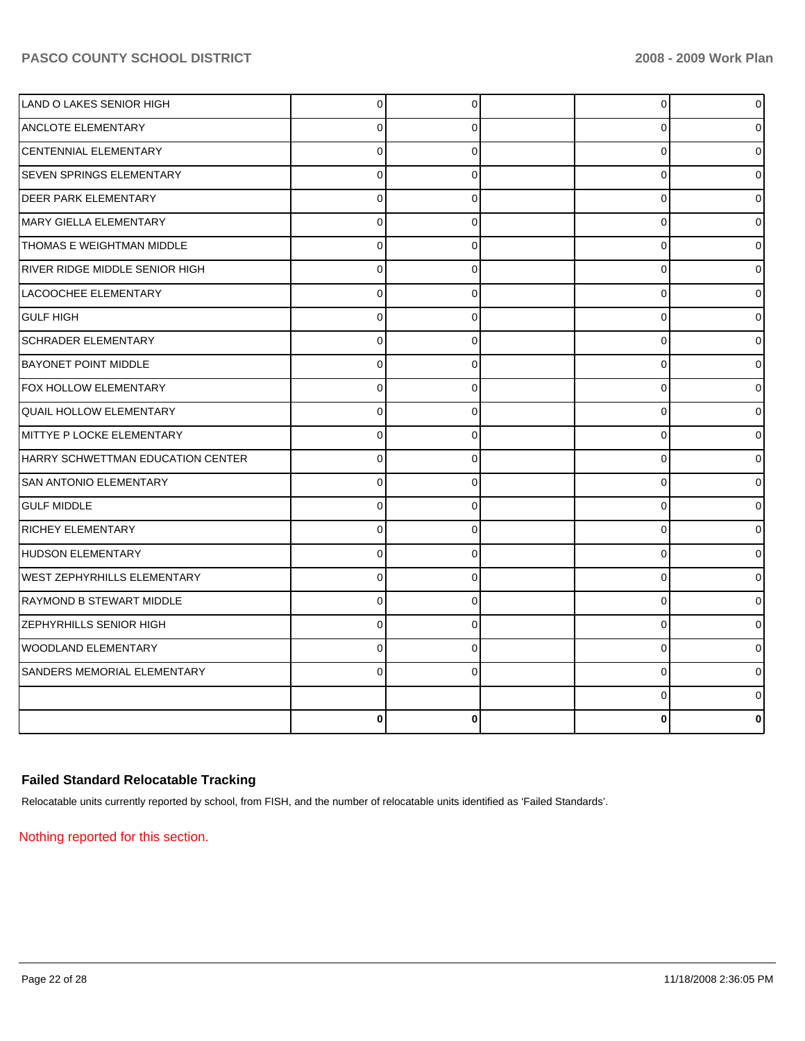| | | | | | |
|---|---|---|---|---|---|
| LAND O LAKES SENIOR HIGH | 0 | 0 | | 0 | 0 |
| ANCLOTE ELEMENTARY | 0 | 0 | | 0 | 0 |
| CENTENNIAL ELEMENTARY | 0 | 0 | | 0 | 0 |
| SEVEN SPRINGS ELEMENTARY | 0 | 0 | | 0 | 0 |
| DEER PARK ELEMENTARY | 0 | 0 | | 0 | 0 |
| MARY GIELLA ELEMENTARY | 0 | 0 | | 0 | 0 |
| THOMAS E WEIGHTMAN MIDDLE | 0 | 0 | | 0 | 0 |
| RIVER RIDGE MIDDLE SENIOR HIGH | 0 | 0 | | 0 | 0 |
| LACOOCHEE ELEMENTARY | 0 | 0 | | 0 | 0 |
| GULF HIGH | 0 | 0 | | 0 | 0 |
| SCHRADER ELEMENTARY | 0 | 0 | | 0 | 0 |
| BAYONET POINT MIDDLE | 0 | 0 | | 0 | 0 |
| FOX HOLLOW ELEMENTARY | 0 | 0 | | 0 | 0 |
| QUAIL HOLLOW ELEMENTARY | 0 | 0 | | 0 | 0 |
| MITTYE P LOCKE ELEMENTARY | 0 | 0 | | 0 | 0 |
| HARRY SCHWETTMAN EDUCATION CENTER | 0 | 0 | | 0 | 0 |
| SAN ANTONIO ELEMENTARY | 0 | 0 | | 0 | 0 |
| GULF MIDDLE | 0 | 0 | | 0 | 0 |
| RICHEY ELEMENTARY | 0 | 0 | | 0 | 0 |
| HUDSON ELEMENTARY | 0 | 0 | | 0 | 0 |
| WEST ZEPHYRHILLS ELEMENTARY | 0 | 0 | | 0 | 0 |
| RAYMOND B STEWART MIDDLE | 0 | 0 | | 0 | 0 |
| ZEPHYRHILLS SENIOR HIGH | 0 | 0 | | 0 | 0 |
| WOODLAND ELEMENTARY | 0 | 0 | | 0 | 0 |
| SANDERS MEMORIAL ELEMENTARY | 0 | 0 | | 0 | 0 |
| | | | | 0 | 0 |
| | **0** | **0** | | **0** | **0** |

### Failed Standard Relocatable Tracking

Relocatable units currently reported by school, from FISH, and the number of relocatable units identified as 'Failed Standards'.

Nothing reported for this section.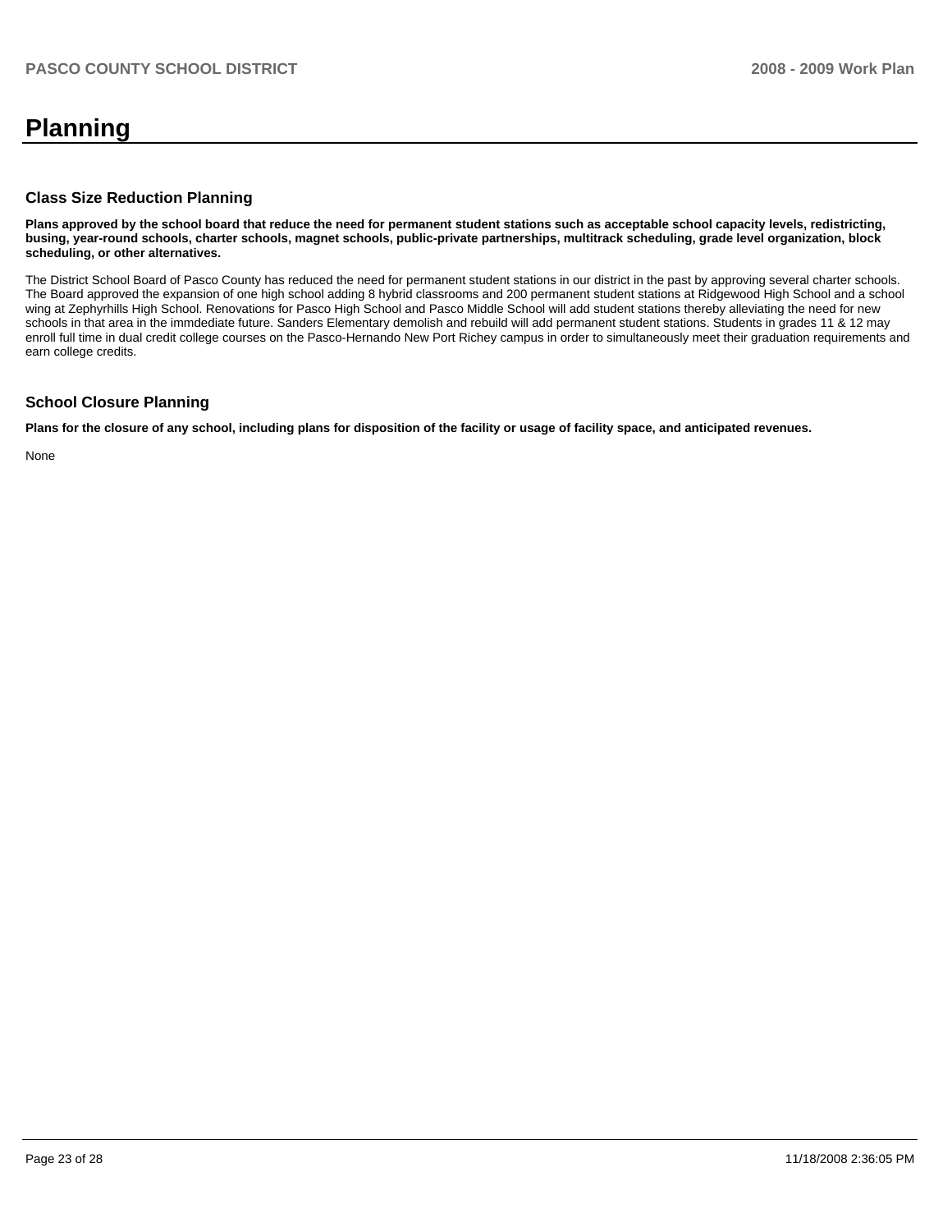# Planning

## Class Size Reduction Planning

**Plans approved by the school board that reduce the need for permanent student stations such as acceptable school capacity levels, redistricting, busing, year-round schools, charter schools, magnet schools, public-private partnerships, multitrack scheduling, grade level organization, block scheduling, or other alternatives.**

The District School Board of Pasco County has reduced the need for permanent student stations in our district in the past by approving several charter schools. The Board approved the expansion of one high school adding 8 hybrid classrooms and 200 permanent student stations at Ridgewood High School and a school wing at Zephyrhills High School. Renovations for Pasco High School and Pasco Middle School will add student stations thereby alleviating the need for new schools in that area in the immdediate future. Sanders Elementary demolish and rebuild will add permanent student stations. Students in grades 11 & 12 may enroll full time in dual credit college courses on the Pasco-Hernando New Port Richey campus in order to simultaneously meet their graduation requirements and earn college credits.

## School Closure Planning

**Plans for the closure of any school, including plans for disposition of the facility or usage of facility space, and anticipated revenues.**

None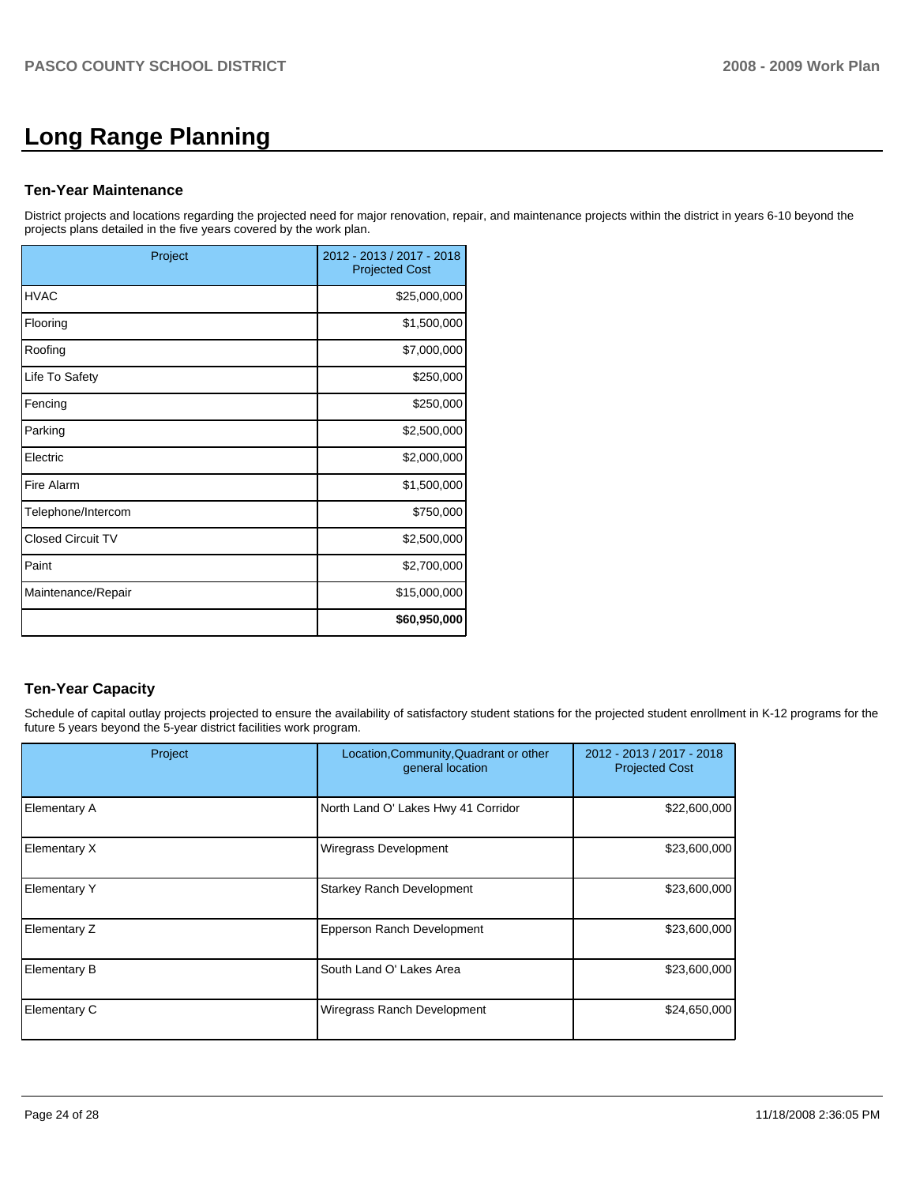# Long Range Planning

## Ten-Year Maintenance

District projects and locations regarding the projected need for major renovation, repair, and maintenance projects within the district in years 6-10 beyond the projects plans detailed in the five years covered by the work plan.

| Project | 2012 - 2013 / 2017 - 2018 Projected Cost |
|---|---|
| HVAC | $25,000,000 |
| Flooring | $1,500,000 |
| Roofing | $7,000,000 |
| Life To Safety | $250,000 |
| Fencing | $250,000 |
| Parking | $2,500,000 |
| Electric | $2,000,000 |
| Fire Alarm | $1,500,000 |
| Telephone/Intercom | $750,000 |
| Closed Circuit TV | $2,500,000 |
| Paint | $2,700,000 |
| Maintenance/Repair | $15,000,000 |
| | **$60,950,000** |

## Ten-Year Capacity

Schedule of capital outlay projects projected to ensure the availability of satisfactory student stations for the projected student enrollment in K-12 programs for the future 5 years beyond the 5-year district facilities work program.

| Project | Location,Community,Quadrant or other general location | 2012 - 2013 / 2017 - 2018 Projected Cost |
|---|---|---|
| Elementary A | North Land O' Lakes Hwy 41 Corridor | $22,600,000 |
| Elementary X | Wiregrass Development | $23,600,000 |
| Elementary Y | Starkey Ranch Development | $23,600,000 |
| Elementary Z | Epperson Ranch Development | $23,600,000 |
| Elementary B | South Land O' Lakes Area | $23,600,000 |
| Elementary C | Wiregrass Ranch Development | $24,650,000 |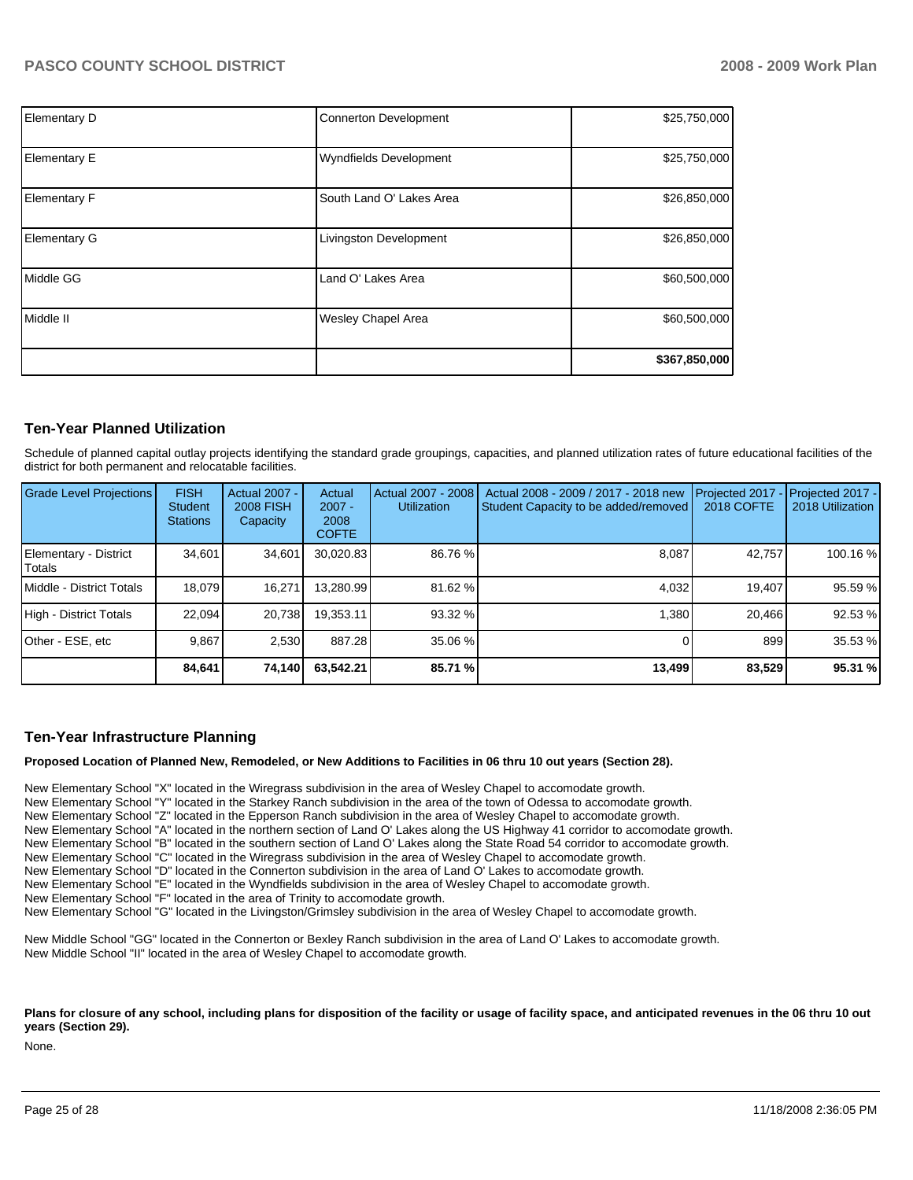| | | |
|---|---|---|
| Elementary D | Connerton Development | $25,750,000 |
| Elementary E | Wyndfields Development | $25,750,000 |
| Elementary F | South Land O' Lakes Area | $26,850,000 |
| Elementary G | Livingston Development | $26,850,000 |
| Middle GG | Land O' Lakes Area | $60,500,000 |
| Middle II | Wesley Chapel Area | $60,500,000 |
| | | **$367,850,000** |

## Ten-Year Planned Utilization

Schedule of planned capital outlay projects identifying the standard grade groupings, capacities, and planned utilization rates of future educational facilities of the district for both permanent and relocatable facilities.

| Grade Level Projections | FISH Student Stations | Actual 2007 - 2008 FISH Capacity | Actual 2007 - 2008 COFTE | Actual 2007 - 2008 Utilization | Actual 2008 - 2009 / 2017 - 2018 new Student Capacity to be added/removed | Projected 2017 - 2018 COFTE | Projected 2017 - 2018 Utilization |
|---|---|---|---|---|---|---|---|
| Elementary - District Totals | 34,601 | 34,601 | 30,020.83 | 86.76 % | 8,087 | 42,757 | 100.16 % |
| Middle - District Totals | 18,079 | 16,271 | 13,280.99 | 81.62 % | 4,032 | 19,407 | 95.59 % |
| High - District Totals | 22,094 | 20,738 | 19,353.11 | 93.32 % | 1,380 | 20,466 | 92.53 % |
| Other - ESE, etc | 9,867 | 2,530 | 887.28 | 35.06 % | 0 | 899 | 35.53 % |
| | **84,641** | **74,140** | **63,542.21** | **85.71 %** | **13,499** | **83,529** | **95.31 %** |

## Ten-Year Infrastructure Planning

**Proposed Location of Planned New, Remodeled, or New Additions to Facilities in 06 thru 10 out years (Section 28).**

New Elementary School "X" located in the Wiregrass subdivision in the area of Wesley Chapel to accomodate growth.
New Elementary School "Y" located in the Starkey Ranch subdivision in the area of the town of Odessa to accomodate growth.
New Elementary School "Z" located in the Epperson Ranch subdivision in the area of Wesley Chapel to accomodate growth.
New Elementary School "A" located in the northern section of Land O' Lakes along the US Highway 41 corridor to accomodate growth.
New Elementary School "B" located in the southern section of Land O' Lakes along the State Road 54 corridor to accomodate growth.
New Elementary School "C" located in the Wiregrass subdivision in the area of Wesley Chapel to accomodate growth.
New Elementary School "D" located in the Connerton subdivision in the area of Land O' Lakes to accomodate growth.
New Elementary School "E" located in the Wyndfields subdivision in the area of Wesley Chapel to accomodate growth.
New Elementary School "F" located in the area of Trinity to accomodate growth.
New Elementary School "G" located in the Livingston/Grimsley subdivision in the area of Wesley Chapel to accomodate growth.

New Middle School "GG" located in the Connerton or Bexley Ranch subdivision in the area of Land O' Lakes to accomodate growth.
New Middle School "II" located in the area of Wesley Chapel to accomodate growth.

**Plans for closure of any school, including plans for disposition of the facility or usage of facility space, and anticipated revenues in the 06 thru 10 out years (Section 29).**

None.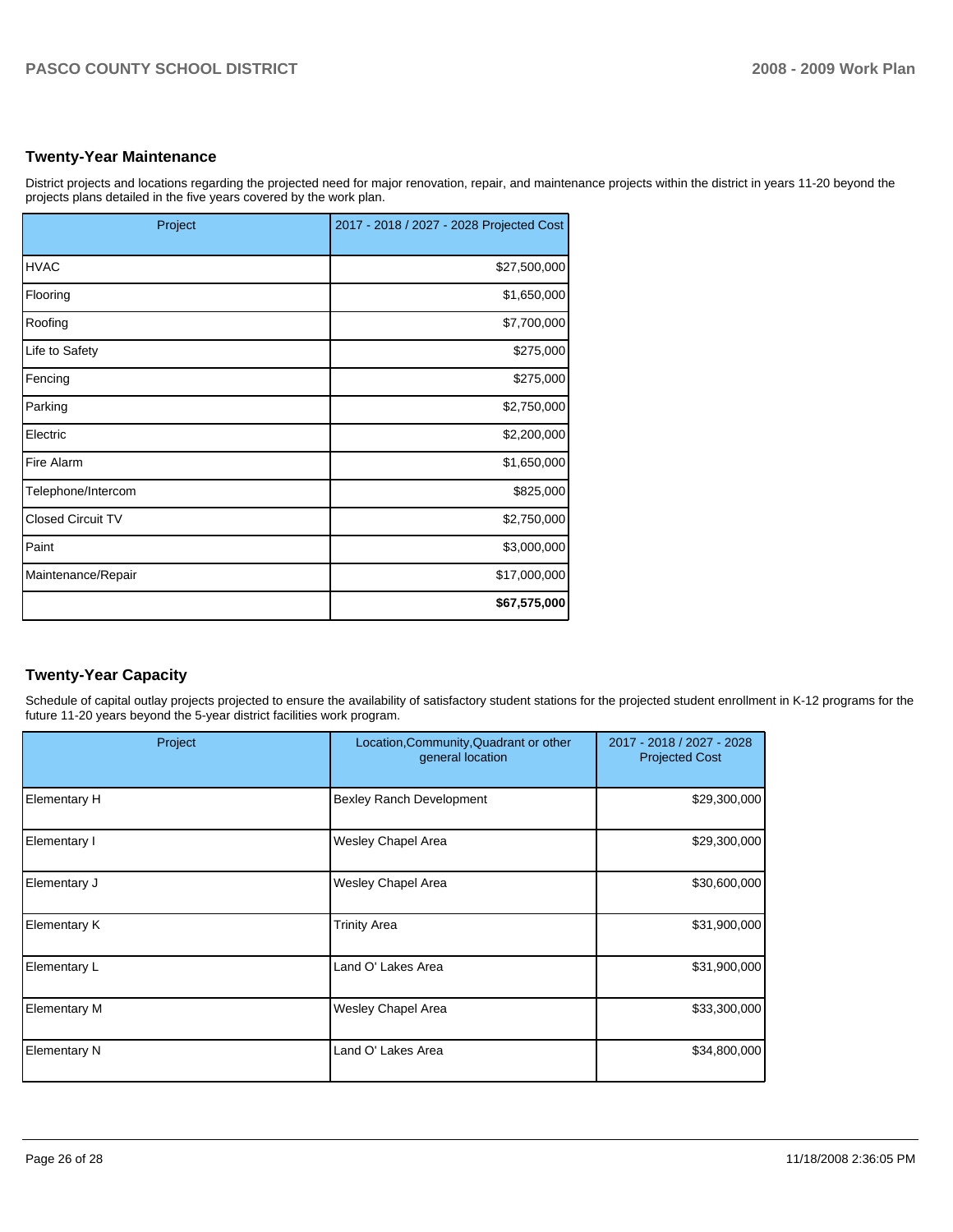## Twenty-Year Maintenance

District projects and locations regarding the projected need for major renovation, repair, and maintenance projects within the district in years 11-20 beyond the projects plans detailed in the five years covered by the work plan.

| Project | 2017 - 2018 / 2027 - 2028 Projected Cost |
|---|---|
| HVAC | $27,500,000 |
| Flooring | $1,650,000 |
| Roofing | $7,700,000 |
| Life to Safety | $275,000 |
| Fencing | $275,000 |
| Parking | $2,750,000 |
| Electric | $2,200,000 |
| Fire Alarm | $1,650,000 |
| Telephone/Intercom | $825,000 |
| Closed Circuit TV | $2,750,000 |
| Paint | $3,000,000 |
| Maintenance/Repair | $17,000,000 |
| | **$67,575,000** |

## Twenty-Year Capacity

Schedule of capital outlay projects projected to ensure the availability of satisfactory student stations for the projected student enrollment in K-12 programs for the future 11-20 years beyond the 5-year district facilities work program.

| Project | Location,Community,Quadrant or other general location | 2017 - 2018 / 2027 - 2028 Projected Cost |
|---|---|---|
| Elementary H | Bexley Ranch Development | $29,300,000 |
| Elementary I | Wesley Chapel Area | $29,300,000 |
| Elementary J | Wesley Chapel Area | $30,600,000 |
| Elementary K | Trinity Area | $31,900,000 |
| Elementary L | Land O' Lakes Area | $31,900,000 |
| Elementary M | Wesley Chapel Area | $33,300,000 |
| Elementary N | Land O' Lakes Area | $34,800,000 |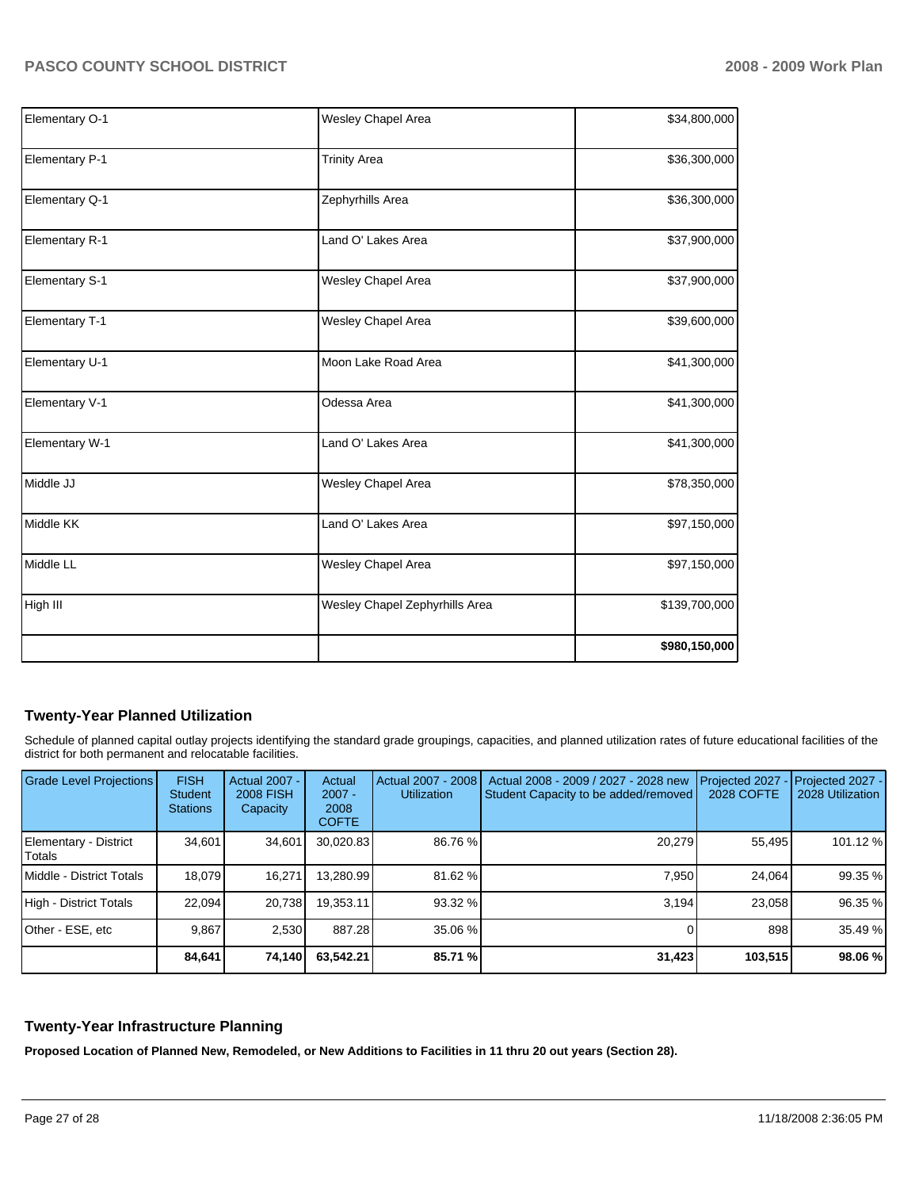| | | |
|---|---|---|
| Elementary O-1 | Wesley Chapel Area | $34,800,000 |
| Elementary P-1 | Trinity Area | $36,300,000 |
| Elementary Q-1 | Zephyrhills Area | $36,300,000 |
| Elementary R-1 | Land O' Lakes Area | $37,900,000 |
| Elementary S-1 | Wesley Chapel Area | $37,900,000 |
| Elementary T-1 | Wesley Chapel Area | $39,600,000 |
| Elementary U-1 | Moon Lake Road Area | $41,300,000 |
| Elementary V-1 | Odessa Area | $41,300,000 |
| Elementary W-1 | Land O' Lakes Area | $41,300,000 |
| Middle JJ | Wesley Chapel Area | $78,350,000 |
| Middle KK | Land O' Lakes Area | $97,150,000 |
| Middle LL | Wesley Chapel Area | $97,150,000 |
| High III | Wesley Chapel Zephyrhills Area | $139,700,000 |
| | | **$980,150,000** |

## Twenty-Year Planned Utilization

Schedule of planned capital outlay projects identifying the standard grade groupings, capacities, and planned utilization rates of future educational facilities of the district for both permanent and relocatable facilities.

| Grade Level Projections | FISH Student Stations | Actual 2007 - 2008 FISH Capacity | Actual 2007 - 2008 COFTE | Actual 2007 - 2008 Utilization | Actual 2008 - 2009 / 2027 - 2028 new Student Capacity to be added/removed | Projected 2027 - 2028 COFTE | Projected 2027 - 2028 Utilization |
|---|---|---|---|---|---|---|---|
| Elementary - District Totals | 34,601 | 34,601 | 30,020.83 | 86.76 % | 20,279 | 55,495 | 101.12 % |
| Middle - District Totals | 18,079 | 16,271 | 13,280.99 | 81.62 % | 7,950 | 24,064 | 99.35 % |
| High - District Totals | 22,094 | 20,738 | 19,353.11 | 93.32 % | 3,194 | 23,058 | 96.35 % |
| Other - ESE, etc | 9,867 | 2,530 | 887.28 | 35.06 % | 0 | 898 | 35.49 % |
| | **84,641** | **74,140** | **63,542.21** | **85.71 %** | **31,423** | **103,515** | **98.06 %** |

## Twenty-Year Infrastructure Planning

**Proposed Location of Planned New, Remodeled, or New Additions to Facilities in 11 thru 20 out years (Section 28).**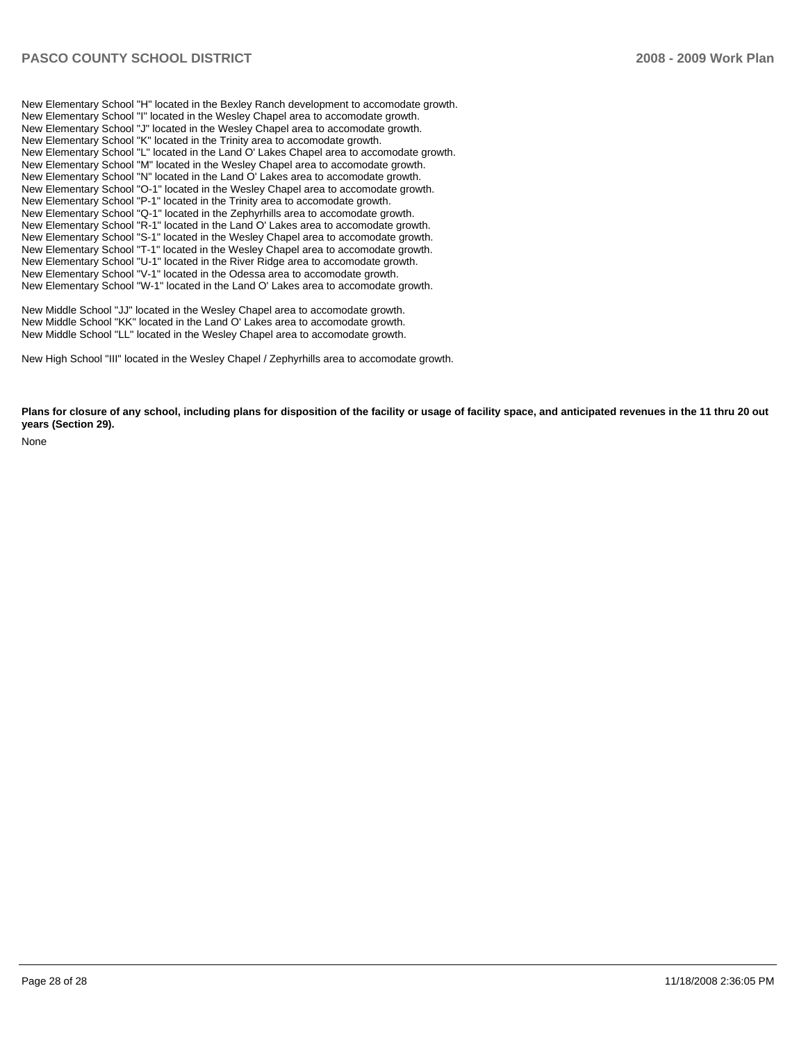New Elementary School "H" located in the Bexley Ranch development to accomodate growth.
New Elementary School "I" located in the Wesley Chapel area to accomodate growth.
New Elementary School "J" located in the Wesley Chapel area to accomodate growth.
New Elementary School "K" located in the Trinity area to accomodate growth.
New Elementary School "L" located in the Land O' Lakes Chapel area to accomodate growth.
New Elementary School "M" located in the Wesley Chapel area to accomodate growth.
New Elementary School "N" located in the Land O' Lakes area to accomodate growth.
New Elementary School "O-1" located in the Wesley Chapel area to accomodate growth.
New Elementary School "P-1" located in the Trinity area to accomodate growth.
New Elementary School "Q-1" located in the Zephyrhills area to accomodate growth.
New Elementary School "R-1" located in the Land O' Lakes area to accomodate growth.
New Elementary School "S-1" located in the Wesley Chapel area to accomodate growth.
New Elementary School "T-1" located in the Wesley Chapel area to accomodate growth.
New Elementary School "U-1" located in the River Ridge area to accomodate growth.
New Elementary School "V-1" located in the Odessa area to accomodate growth.
New Elementary School "W-1" located in the Land O' Lakes area to accomodate growth.

New Middle School "JJ" located in the Wesley Chapel area to accomodate growth.
New Middle School "KK" located in the Land O' Lakes area to accomodate growth.
New Middle School "LL" located in the Wesley Chapel area to accomodate growth.

New High School "III" located in the Wesley Chapel / Zephyrhills area to accomodate growth.

**Plans for closure of any school, including plans for disposition of the facility or usage of facility space, and anticipated revenues in the 11 thru 20 out years (Section 29).**

None